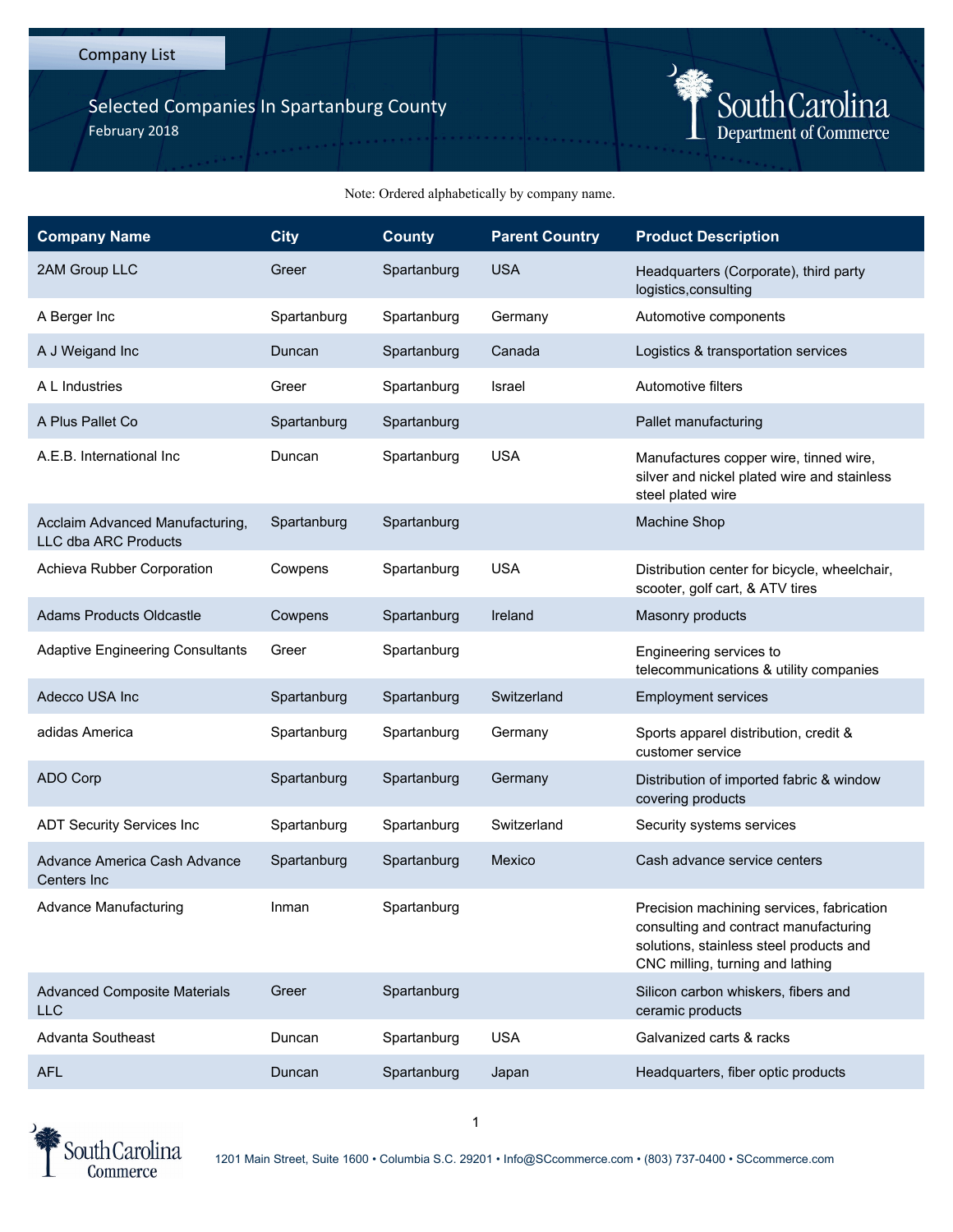Company List

# Selected Companies In Spartanburg County

February 2018

South Carolina Department of Commerce

Note: Ordered alphabetically by company name.

| Company Name | City | County | Parent Country | Product Description |
|---|---|---|---|---|
| 2AM Group LLC | Greer | Spartanburg | USA | Headquarters (Corporate), third party logistics,consulting |
| A Berger Inc | Spartanburg | Spartanburg | Germany | Automotive components |
| A J Weigand Inc | Duncan | Spartanburg | Canada | Logistics & transportation services |
| A L Industries | Greer | Spartanburg | Israel | Automotive filters |
| A Plus Pallet Co | Spartanburg | Spartanburg | | Pallet manufacturing |
| A.E.B. International Inc | Duncan | Spartanburg | USA | Manufactures copper wire, tinned wire, silver and nickel plated wire and stainless steel plated wire |
| Acclaim Advanced Manufacturing, LLC dba ARC Products | Spartanburg | Spartanburg | | Machine Shop |
| Achieva Rubber Corporation | Cowpens | Spartanburg | USA | Distribution center for bicycle, wheelchair, scooter, golf cart, & ATV tires |
| Adams Products Oldcastle | Cowpens | Spartanburg | Ireland | Masonry products |
| Adaptive Engineering Consultants | Greer | Spartanburg | | Engineering services to telecommunications & utility companies |
| Adecco USA Inc | Spartanburg | Spartanburg | Switzerland | Employment services |
| adidas America | Spartanburg | Spartanburg | Germany | Sports apparel distribution, credit & customer service |
| ADO Corp | Spartanburg | Spartanburg | Germany | Distribution of imported fabric & window covering products |
| ADT Security Services Inc | Spartanburg | Spartanburg | Switzerland | Security systems services |
| Advance America Cash Advance Centers Inc | Spartanburg | Spartanburg | Mexico | Cash advance service centers |
| Advance Manufacturing | Inman | Spartanburg | | Precision machining services, fabrication consulting and contract manufacturing solutions, stainless steel products and CNC milling, turning and lathing |
| Advanced Composite Materials LLC | Greer | Spartanburg | | Silicon carbon whiskers, fibers and ceramic products |
| Advanta Southeast | Duncan | Spartanburg | USA | Galvanized carts & racks |
| AFL | Duncan | Spartanburg | Japan | Headquarters, fiber optic products |

South Carolina Commerce

1201 Main Street, Suite 1600 • Columbia S.C. 29201 • Info@SCcommerce.com • (803) 737-0400 • SCcommerce.com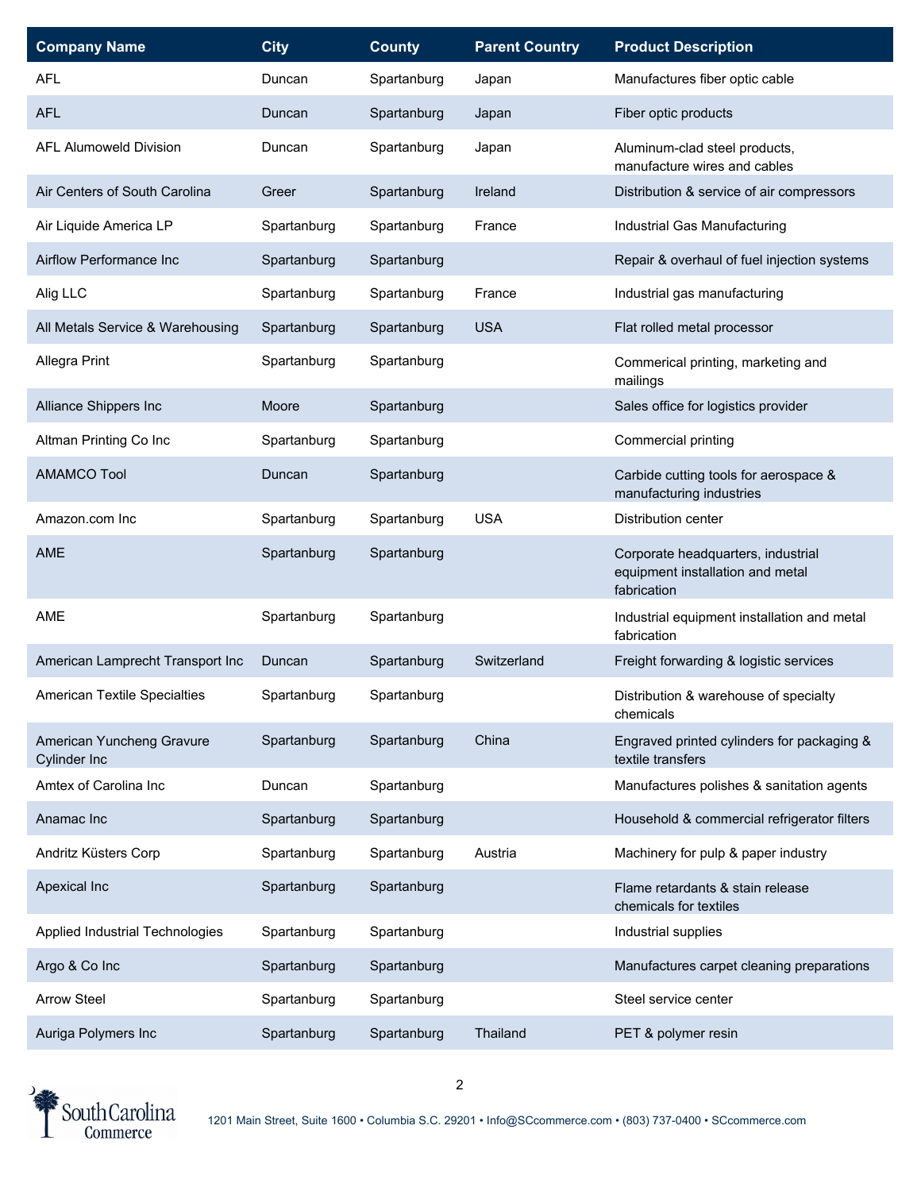| Company Name | City | County | Parent Country | Product Description |
|---|---|---|---|---|
| AFL | Duncan | Spartanburg | Japan | Manufactures fiber optic cable |
| AFL | Duncan | Spartanburg | Japan | Fiber optic products |
| AFL Alumoweld Division | Duncan | Spartanburg | Japan | Aluminum-clad steel products, manufacture wires and cables |
| Air Centers of South Carolina | Greer | Spartanburg | Ireland | Distribution & service of air compressors |
| Air Liquide America LP | Spartanburg | Spartanburg | France | Industrial Gas Manufacturing |
| Airflow Performance Inc | Spartanburg | Spartanburg | | Repair & overhaul of fuel injection systems |
| Alig LLC | Spartanburg | Spartanburg | France | Industrial gas manufacturing |
| All Metals Service & Warehousing | Spartanburg | Spartanburg | USA | Flat rolled metal processor |
| Allegra Print | Spartanburg | Spartanburg | | Commerical printing, marketing and mailings |
| Alliance Shippers Inc | Moore | Spartanburg | | Sales office for logistics provider |
| Altman Printing Co Inc | Spartanburg | Spartanburg | | Commercial printing |
| AMAMCO Tool | Duncan | Spartanburg | | Carbide cutting tools for aerospace & manufacturing industries |
| Amazon.com Inc | Spartanburg | Spartanburg | USA | Distribution center |
| AME | Spartanburg | Spartanburg | | Corporate headquarters, industrial equipment installation and metal fabrication |
| AME | Spartanburg | Spartanburg | | Industrial equipment installation and metal fabrication |
| American Lamprecht Transport Inc | Duncan | Spartanburg | Switzerland | Freight forwarding & logistic services |
| American Textile Specialties | Spartanburg | Spartanburg | | Distribution & warehouse of specialty chemicals |
| American Yuncheng Gravure Cylinder Inc | Spartanburg | Spartanburg | China | Engraved printed cylinders for packaging & textile transfers |
| Amtex of Carolina Inc | Duncan | Spartanburg | | Manufactures polishes & sanitation agents |
| Anamac Inc | Spartanburg | Spartanburg | | Household & commercial refrigerator filters |
| Andritz Küsters Corp | Spartanburg | Spartanburg | Austria | Machinery for pulp & paper industry |
| Apexical Inc | Spartanburg | Spartanburg | | Flame retardants & stain release chemicals for textiles |
| Applied Industrial Technologies | Spartanburg | Spartanburg | | Industrial supplies |
| Argo & Co Inc | Spartanburg | Spartanburg | | Manufactures carpet cleaning preparations |
| Arrow Steel | Spartanburg | Spartanburg | | Steel service center |
| Auriga Polymers Inc | Spartanburg | Spartanburg | Thailand | PET & polymer resin |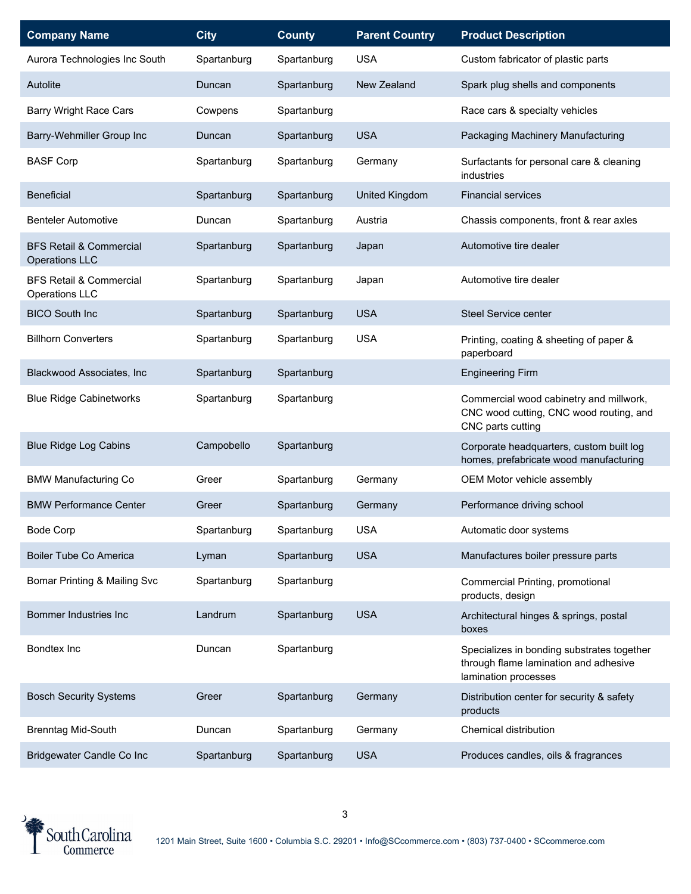| Company Name | City | County | Parent Country | Product Description |
|---|---|---|---|---|
| Aurora Technologies Inc South | Spartanburg | Spartanburg | USA | Custom fabricator of plastic parts |
| Autolite | Duncan | Spartanburg | New Zealand | Spark plug shells and components |
| Barry Wright Race Cars | Cowpens | Spartanburg | | Race cars & specialty vehicles |
| Barry-Wehmiller Group Inc | Duncan | Spartanburg | USA | Packaging Machinery Manufacturing |
| BASF Corp | Spartanburg | Spartanburg | Germany | Surfactants for personal care & cleaning industries |
| Beneficial | Spartanburg | Spartanburg | United Kingdom | Financial services |
| Benteler Automotive | Duncan | Spartanburg | Austria | Chassis components, front & rear axles |
| BFS Retail & Commercial Operations LLC | Spartanburg | Spartanburg | Japan | Automotive tire dealer |
| BFS Retail & Commercial Operations LLC | Spartanburg | Spartanburg | Japan | Automotive tire dealer |
| BICO South Inc | Spartanburg | Spartanburg | USA | Steel Service center |
| Billhorn Converters | Spartanburg | Spartanburg | USA | Printing, coating & sheeting of paper & paperboard |
| Blackwood Associates, Inc | Spartanburg | Spartanburg | | Engineering Firm |
| Blue Ridge Cabinetworks | Spartanburg | Spartanburg | | Commercial wood cabinetry and millwork, CNC wood cutting, CNC wood routing, and CNC parts cutting |
| Blue Ridge Log Cabins | Campobello | Spartanburg | | Corporate headquarters, custom built log homes, prefabricate wood manufacturing |
| BMW Manufacturing Co | Greer | Spartanburg | Germany | OEM Motor vehicle assembly |
| BMW Performance Center | Greer | Spartanburg | Germany | Performance driving school |
| Bode Corp | Spartanburg | Spartanburg | USA | Automatic door systems |
| Boiler Tube Co America | Lyman | Spartanburg | USA | Manufactures boiler pressure parts |
| Bomar Printing & Mailing Svc | Spartanburg | Spartanburg | | Commercial Printing, promotional products, design |
| Bommer Industries Inc | Landrum | Spartanburg | USA | Architectural hinges & springs, postal boxes |
| Bondtex Inc | Duncan | Spartanburg | | Specializes in bonding substrates together through flame lamination and adhesive lamination processes |
| Bosch Security Systems | Greer | Spartanburg | Germany | Distribution center for security & safety products |
| Brenntag Mid-South | Duncan | Spartanburg | Germany | Chemical distribution |
| Bridgewater Candle Co Inc | Spartanburg | Spartanburg | USA | Produces candles, oils & fragrances |

1201 Main Street, Suite 1600 • Columbia S.C. 29201 • Info@SCcommerce.com • (803) 737-0400 • SCcommerce.com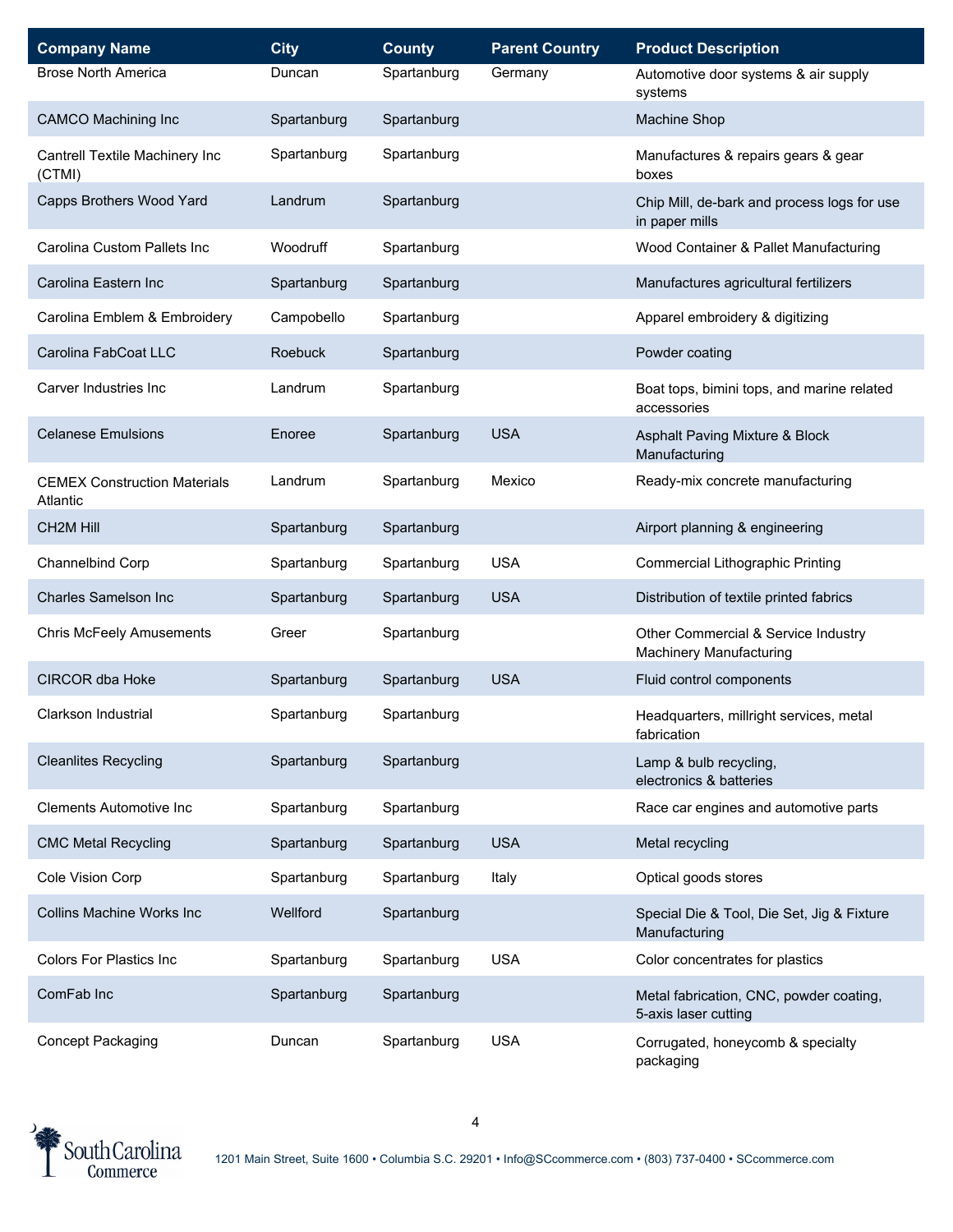| Company Name | City | County | Parent Country | Product Description |
|---|---|---|---|---|
| Brose North America | Duncan | Spartanburg | Germany | Automotive door systems & air supply systems |
| CAMCO Machining Inc | Spartanburg | Spartanburg | | Machine Shop |
| Cantrell Textile Machinery Inc (CTMI) | Spartanburg | Spartanburg | | Manufactures & repairs gears & gear boxes |
| Capps Brothers Wood Yard | Landrum | Spartanburg | | Chip Mill, de-bark and process logs for use in paper mills |
| Carolina Custom Pallets Inc | Woodruff | Spartanburg | | Wood Container & Pallet Manufacturing |
| Carolina Eastern Inc | Spartanburg | Spartanburg | | Manufactures agricultural fertilizers |
| Carolina Emblem & Embroidery | Campobello | Spartanburg | | Apparel embroidery & digitizing |
| Carolina FabCoat LLC | Roebuck | Spartanburg | | Powder coating |
| Carver Industries Inc | Landrum | Spartanburg | | Boat tops, bimini tops, and marine related accessories |
| Celanese Emulsions | Enoree | Spartanburg | USA | Asphalt Paving Mixture & Block Manufacturing |
| CEMEX Construction Materials Atlantic | Landrum | Spartanburg | Mexico | Ready-mix concrete manufacturing |
| CH2M Hill | Spartanburg | Spartanburg | | Airport planning & engineering |
| Channelbind Corp | Spartanburg | Spartanburg | USA | Commercial Lithographic Printing |
| Charles Samelson Inc | Spartanburg | Spartanburg | USA | Distribution of textile printed fabrics |
| Chris McFeely Amusements | Greer | Spartanburg | | Other Commercial & Service Industry Machinery Manufacturing |
| CIRCOR dba Hoke | Spartanburg | Spartanburg | USA | Fluid control components |
| Clarkson Industrial | Spartanburg | Spartanburg | | Headquarters, millright services, metal fabrication |
| Cleanlites Recycling | Spartanburg | Spartanburg | | Lamp & bulb recycling, electronics & batteries |
| Clements Automotive Inc | Spartanburg | Spartanburg | | Race car engines and automotive parts |
| CMC Metal Recycling | Spartanburg | Spartanburg | USA | Metal recycling |
| Cole Vision Corp | Spartanburg | Spartanburg | Italy | Optical goods stores |
| Collins Machine Works Inc | Wellford | Spartanburg | | Special Die & Tool, Die Set, Jig & Fixture Manufacturing |
| Colors For Plastics Inc | Spartanburg | Spartanburg | USA | Color concentrates for plastics |
| ComFab Inc | Spartanburg | Spartanburg | | Metal fabrication, CNC, powder coating, 5-axis laser cutting |
| Concept Packaging | Duncan | Spartanburg | USA | Corrugated, honeycomb & specialty packaging |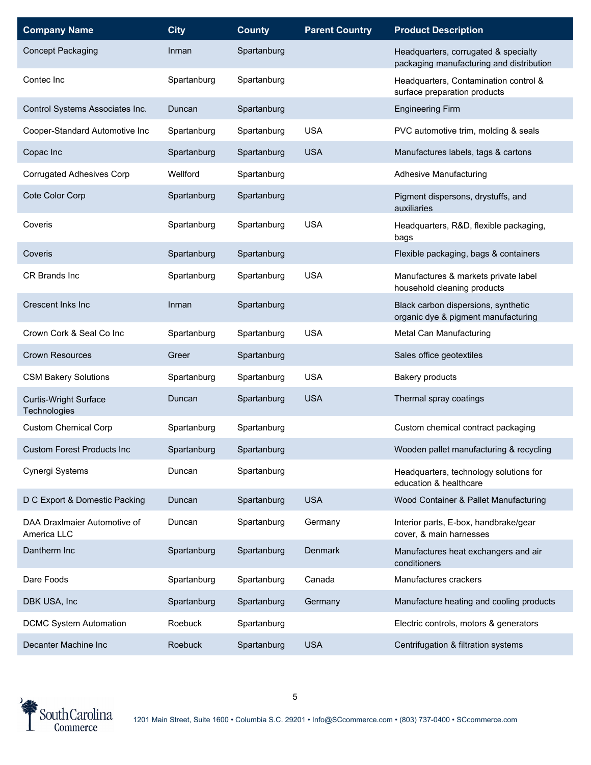| Company Name | City | County | Parent Country | Product Description |
|---|---|---|---|---|
| Concept Packaging | Inman | Spartanburg | | Headquarters, corrugated & specialty packaging manufacturing and distribution |
| Contec Inc | Spartanburg | Spartanburg | | Headquarters, Contamination control & surface preparation products |
| Control Systems Associates Inc. | Duncan | Spartanburg | | Engineering Firm |
| Cooper-Standard Automotive Inc | Spartanburg | Spartanburg | USA | PVC automotive trim, molding & seals |
| Copac Inc | Spartanburg | Spartanburg | USA | Manufactures labels, tags & cartons |
| Corrugated Adhesives Corp | Wellford | Spartanburg | | Adhesive Manufacturing |
| Cote Color Corp | Spartanburg | Spartanburg | | Pigment dispersons, drystuffs, and auxiliaries |
| Coveris | Spartanburg | Spartanburg | USA | Headquarters, R&D, flexible packaging, bags |
| Coveris | Spartanburg | Spartanburg | | Flexible packaging, bags & containers |
| CR Brands Inc | Spartanburg | Spartanburg | USA | Manufactures & markets private label household cleaning products |
| Crescent Inks Inc | Inman | Spartanburg | | Black carbon dispersions, synthetic organic dye & pigment manufacturing |
| Crown Cork & Seal Co Inc | Spartanburg | Spartanburg | USA | Metal Can Manufacturing |
| Crown Resources | Greer | Spartanburg | | Sales office geotextiles |
| CSM Bakery Solutions | Spartanburg | Spartanburg | USA | Bakery products |
| Curtis-Wright Surface Technologies | Duncan | Spartanburg | USA | Thermal spray coatings |
| Custom Chemical Corp | Spartanburg | Spartanburg | | Custom chemical contract packaging |
| Custom Forest Products Inc | Spartanburg | Spartanburg | | Wooden pallet manufacturing & recycling |
| Cynergi Systems | Duncan | Spartanburg | | Headquarters, technology solutions for education & healthcare |
| D C Export & Domestic Packing | Duncan | Spartanburg | USA | Wood Container & Pallet Manufacturing |
| DAA Draxlmaier Automotive of America LLC | Duncan | Spartanburg | Germany | Interior parts, E-box, handbrake/gear cover, & main harnesses |
| Dantherm Inc | Spartanburg | Spartanburg | Denmark | Manufactures heat exchangers and air conditioners |
| Dare Foods | Spartanburg | Spartanburg | Canada | Manufactures crackers |
| DBK USA, Inc | Spartanburg | Spartanburg | Germany | Manufacture heating and cooling products |
| DCMC System Automation | Roebuck | Spartanburg | | Electric controls, motors & generators |
| Decanter Machine Inc | Roebuck | Spartanburg | USA | Centrifugation & filtration systems |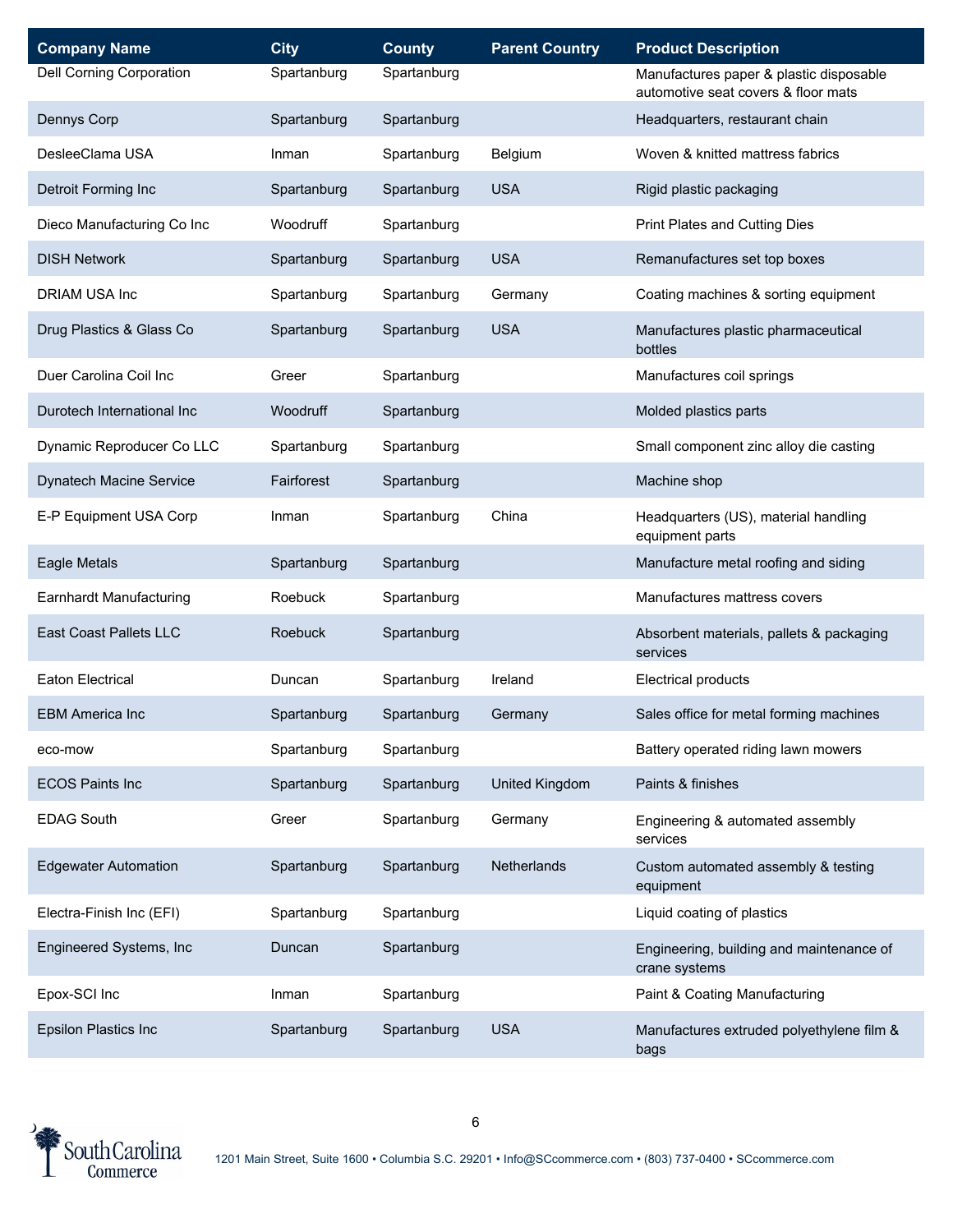| Company Name | City | County | Parent Country | Product Description |
|---|---|---|---|---|
| Dell Corning Corporation | Spartanburg | Spartanburg | | Manufactures paper & plastic disposable automotive seat covers & floor mats |
| Dennys Corp | Spartanburg | Spartanburg | | Headquarters, restaurant chain |
| DesleeClama USA | Inman | Spartanburg | Belgium | Woven & knitted mattress fabrics |
| Detroit Forming Inc | Spartanburg | Spartanburg | USA | Rigid plastic packaging |
| Dieco Manufacturing Co Inc | Woodruff | Spartanburg | | Print Plates and Cutting Dies |
| DISH Network | Spartanburg | Spartanburg | USA | Remanufactures set top boxes |
| DRIAM USA Inc | Spartanburg | Spartanburg | Germany | Coating machines & sorting equipment |
| Drug Plastics & Glass Co | Spartanburg | Spartanburg | USA | Manufactures plastic pharmaceutical bottles |
| Duer Carolina Coil Inc | Greer | Spartanburg | | Manufactures coil springs |
| Durotech International Inc | Woodruff | Spartanburg | | Molded plastics parts |
| Dynamic Reproducer Co LLC | Spartanburg | Spartanburg | | Small component zinc alloy die casting |
| Dynatech Macine Service | Fairforest | Spartanburg | | Machine shop |
| E-P Equipment USA Corp | Inman | Spartanburg | China | Headquarters (US), material handling equipment parts |
| Eagle Metals | Spartanburg | Spartanburg | | Manufacture metal roofing and siding |
| Earnhardt Manufacturing | Roebuck | Spartanburg | | Manufactures mattress covers |
| East Coast Pallets LLC | Roebuck | Spartanburg | | Absorbent materials, pallets & packaging services |
| Eaton Electrical | Duncan | Spartanburg | Ireland | Electrical products |
| EBM America Inc | Spartanburg | Spartanburg | Germany | Sales office for metal forming machines |
| eco-mow | Spartanburg | Spartanburg | | Battery operated riding lawn mowers |
| ECOS Paints Inc | Spartanburg | Spartanburg | United Kingdom | Paints & finishes |
| EDAG South | Greer | Spartanburg | Germany | Engineering & automated assembly services |
| Edgewater Automation | Spartanburg | Spartanburg | Netherlands | Custom automated assembly & testing equipment |
| Electra-Finish Inc (EFI) | Spartanburg | Spartanburg | | Liquid coating of plastics |
| Engineered Systems, Inc | Duncan | Spartanburg | | Engineering, building and maintenance of crane systems |
| Epox-SCI Inc | Inman | Spartanburg | | Paint & Coating Manufacturing |
| Epsilon Plastics Inc | Spartanburg | Spartanburg | USA | Manufactures extruded polyethylene film & bags |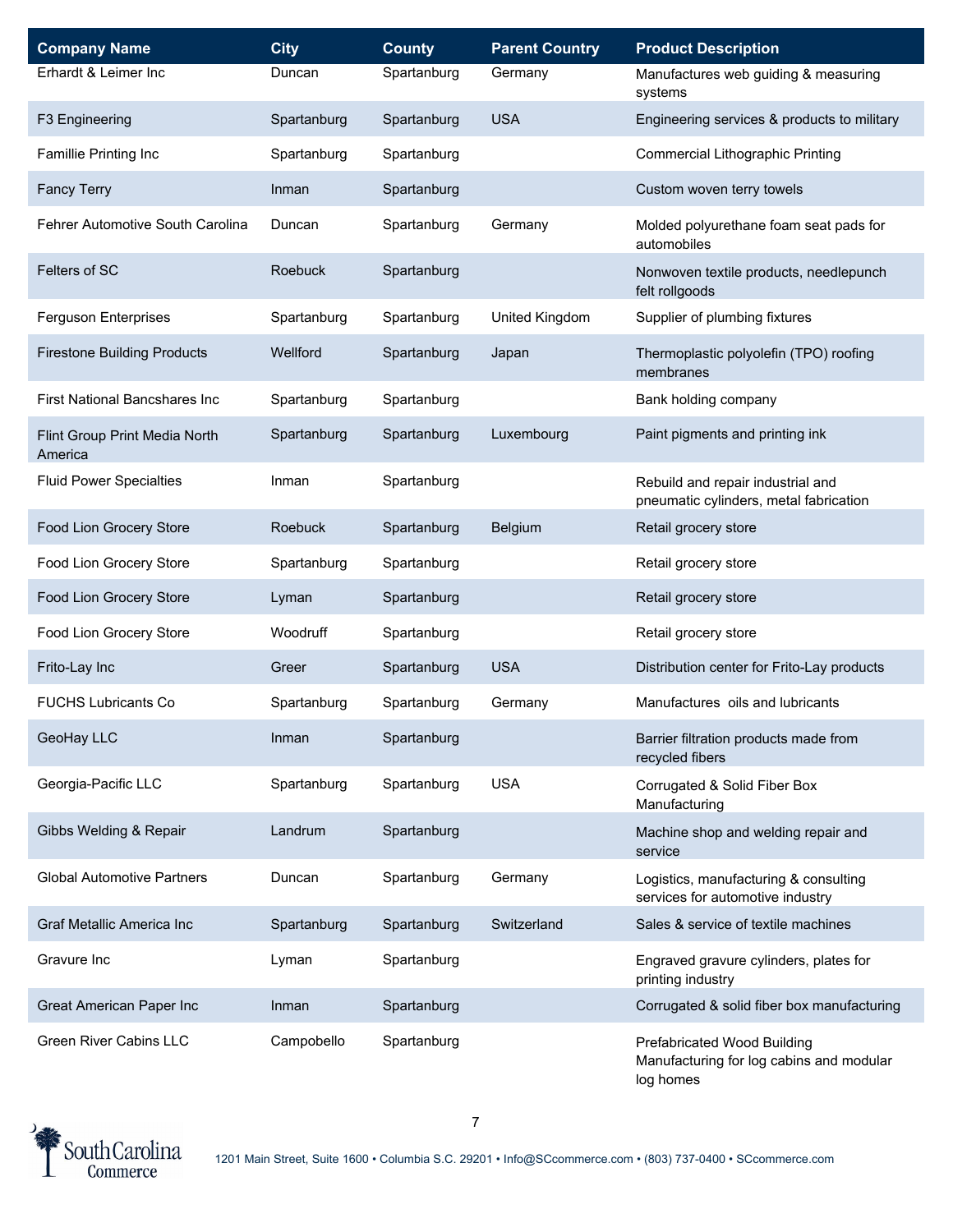| Company Name | City | County | Parent Country | Product Description |
|---|---|---|---|---|
| Erhardt & Leimer Inc | Duncan | Spartanburg | Germany | Manufactures web guiding & measuring systems |
| F3 Engineering | Spartanburg | Spartanburg | USA | Engineering services & products to military |
| Famillie Printing Inc | Spartanburg | Spartanburg | | Commercial Lithographic Printing |
| Fancy Terry | Inman | Spartanburg | | Custom woven terry towels |
| Fehrer Automotive South Carolina | Duncan | Spartanburg | Germany | Molded polyurethane foam seat pads for automobiles |
| Felters of SC | Roebuck | Spartanburg | | Nonwoven textile products, needlepunch felt rollgoods |
| Ferguson Enterprises | Spartanburg | Spartanburg | United Kingdom | Supplier of plumbing fixtures |
| Firestone Building Products | Wellford | Spartanburg | Japan | Thermoplastic polyolefin (TPO) roofing membranes |
| First National Bancshares Inc | Spartanburg | Spartanburg | | Bank holding company |
| Flint Group Print Media North America | Spartanburg | Spartanburg | Luxembourg | Paint pigments and printing ink |
| Fluid Power Specialties | Inman | Spartanburg | | Rebuild and repair industrial and pneumatic cylinders, metal fabrication |
| Food Lion Grocery Store | Roebuck | Spartanburg | Belgium | Retail grocery store |
| Food Lion Grocery Store | Spartanburg | Spartanburg | | Retail grocery store |
| Food Lion Grocery Store | Lyman | Spartanburg | | Retail grocery store |
| Food Lion Grocery Store | Woodruff | Spartanburg | | Retail grocery store |
| Frito-Lay Inc | Greer | Spartanburg | USA | Distribution center for Frito-Lay products |
| FUCHS Lubricants Co | Spartanburg | Spartanburg | Germany | Manufactures oils and lubricants |
| GeoHay LLC | Inman | Spartanburg | | Barrier filtration products made from recycled fibers |
| Georgia-Pacific LLC | Spartanburg | Spartanburg | USA | Corrugated & Solid Fiber Box Manufacturing |
| Gibbs Welding & Repair | Landrum | Spartanburg | | Machine shop and welding repair and service |
| Global Automotive Partners | Duncan | Spartanburg | Germany | Logistics, manufacturing & consulting services for automotive industry |
| Graf Metallic America Inc | Spartanburg | Spartanburg | Switzerland | Sales & service of textile machines |
| Gravure Inc | Lyman | Spartanburg | | Engraved gravure cylinders, plates for printing industry |
| Great American Paper Inc | Inman | Spartanburg | | Corrugated & solid fiber box manufacturing |
| Green River Cabins LLC | Campobello | Spartanburg | | Prefabricated Wood Building Manufacturing for log cabins and modular log homes |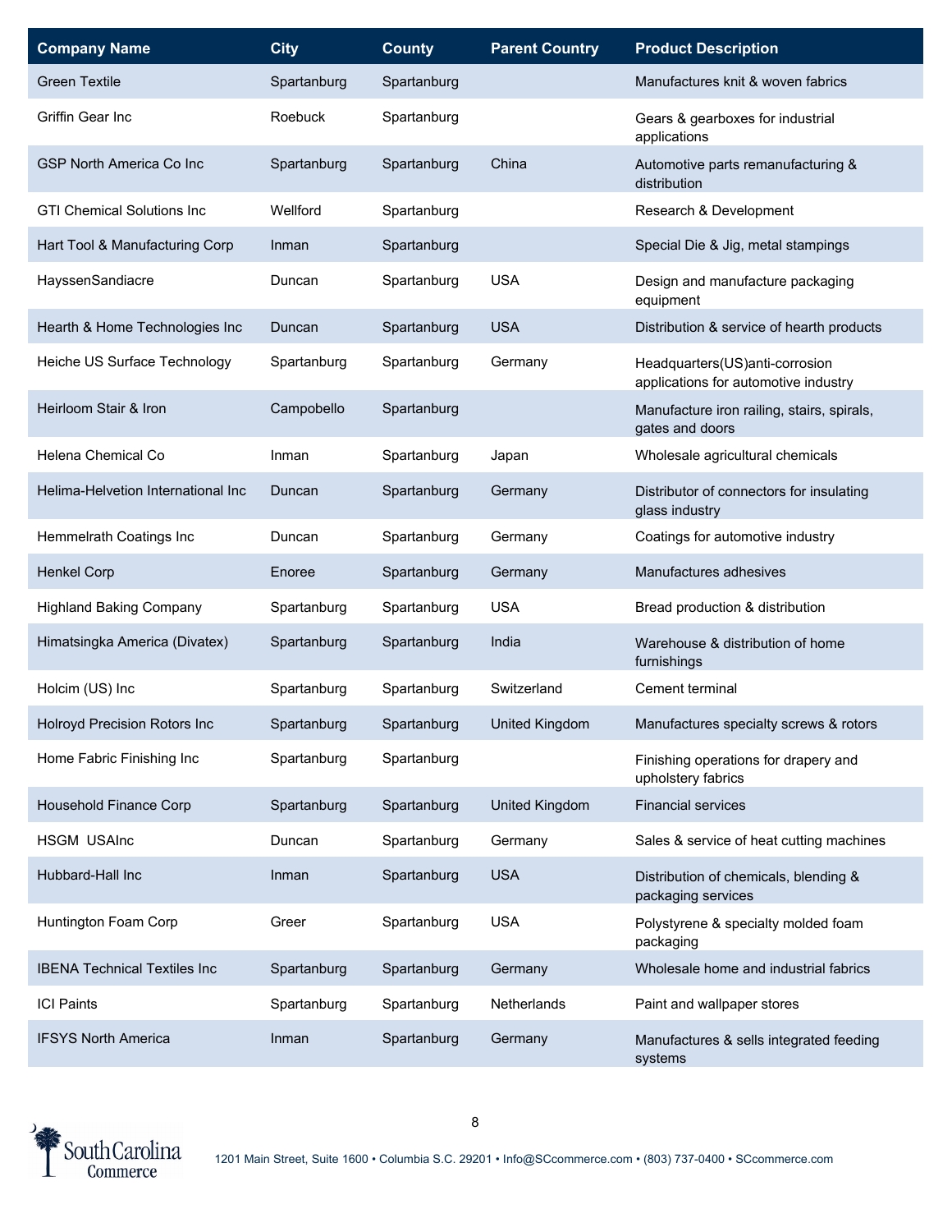| Company Name | City | County | Parent Country | Product Description |
|---|---|---|---|---|
| Green Textile | Spartanburg | Spartanburg | | Manufactures knit & woven fabrics |
| Griffin Gear Inc | Roebuck | Spartanburg | | Gears & gearboxes for industrial applications |
| GSP North America Co Inc | Spartanburg | Spartanburg | China | Automotive parts remanufacturing & distribution |
| GTI Chemical Solutions Inc | Wellford | Spartanburg | | Research & Development |
| Hart Tool & Manufacturing Corp | Inman | Spartanburg | | Special Die & Jig, metal stampings |
| HayssenSandiacre | Duncan | Spartanburg | USA | Design and manufacture packaging equipment |
| Hearth & Home Technologies Inc | Duncan | Spartanburg | USA | Distribution & service of hearth products |
| Heiche US Surface Technology | Spartanburg | Spartanburg | Germany | Headquarters(US)anti-corrosion applications for automotive industry |
| Heirloom Stair & Iron | Campobello | Spartanburg | | Manufacture iron railing, stairs, spirals, gates and doors |
| Helena Chemical Co | Inman | Spartanburg | Japan | Wholesale agricultural chemicals |
| Helima-Helvetion International Inc | Duncan | Spartanburg | Germany | Distributor of connectors for insulating glass industry |
| Hemmelrath Coatings Inc | Duncan | Spartanburg | Germany | Coatings for automotive industry |
| Henkel Corp | Enoree | Spartanburg | Germany | Manufactures adhesives |
| Highland Baking Company | Spartanburg | Spartanburg | USA | Bread production & distribution |
| Himatsingka America (Divatex) | Spartanburg | Spartanburg | India | Warehouse & distribution of home furnishings |
| Holcim (US) Inc | Spartanburg | Spartanburg | Switzerland | Cement terminal |
| Holroyd Precision Rotors Inc | Spartanburg | Spartanburg | United Kingdom | Manufactures specialty screws & rotors |
| Home Fabric Finishing Inc | Spartanburg | Spartanburg | | Finishing operations for drapery and upholstery fabrics |
| Household Finance Corp | Spartanburg | Spartanburg | United Kingdom | Financial services |
| HSGM USAInc | Duncan | Spartanburg | Germany | Sales & service of heat cutting machines |
| Hubbard-Hall Inc | Inman | Spartanburg | USA | Distribution of chemicals, blending & packaging services |
| Huntington Foam Corp | Greer | Spartanburg | USA | Polystyrene & specialty molded foam packaging |
| IBENA Technical Textiles Inc | Spartanburg | Spartanburg | Germany | Wholesale home and industrial fabrics |
| ICI Paints | Spartanburg | Spartanburg | Netherlands | Paint and wallpaper stores |
| IFSYS North America | Inman | Spartanburg | Germany | Manufactures & sells integrated feeding systems |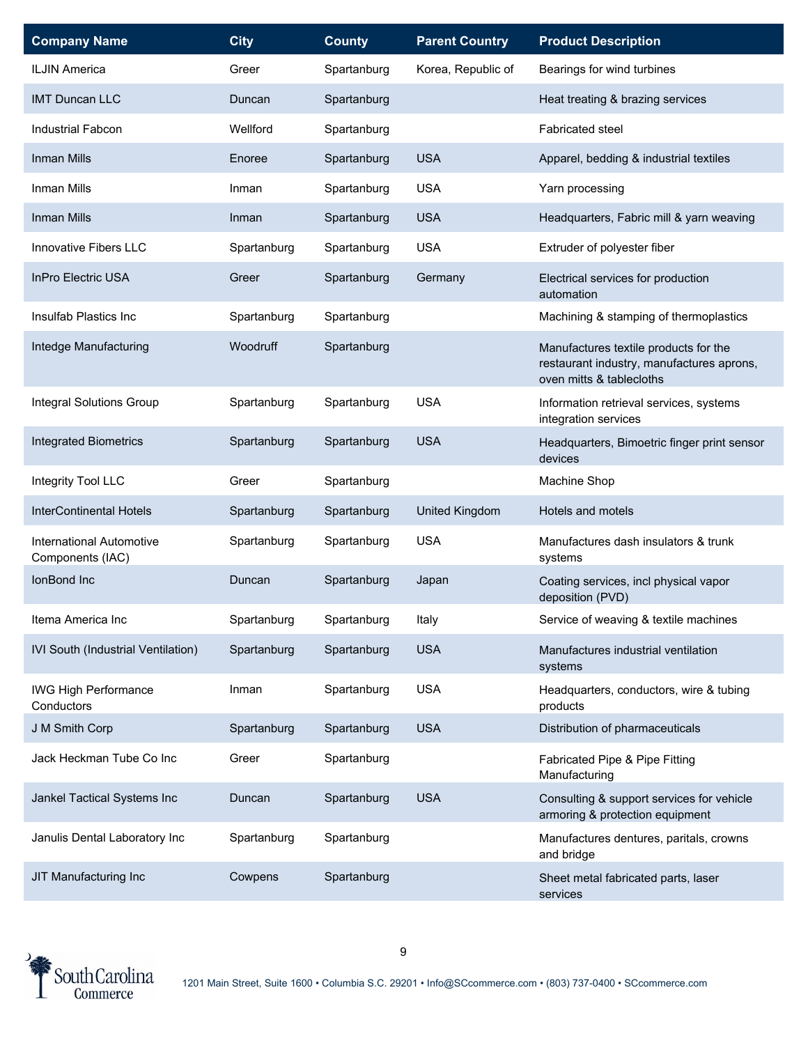| Company Name | City | County | Parent Country | Product Description |
|---|---|---|---|---|
| ILJIN America | Greer | Spartanburg | Korea, Republic of | Bearings for wind turbines |
| IMT Duncan LLC | Duncan | Spartanburg | | Heat treating & brazing services |
| Industrial Fabcon | Wellford | Spartanburg | | Fabricated steel |
| Inman Mills | Enoree | Spartanburg | USA | Apparel, bedding & industrial textiles |
| Inman Mills | Inman | Spartanburg | USA | Yarn processing |
| Inman Mills | Inman | Spartanburg | USA | Headquarters, Fabric mill & yarn weaving |
| Innovative Fibers LLC | Spartanburg | Spartanburg | USA | Extruder of polyester fiber |
| InPro Electric USA | Greer | Spartanburg | Germany | Electrical services for production automation |
| Insulfab Plastics Inc | Spartanburg | Spartanburg | | Machining & stamping of thermoplastics |
| Intedge Manufacturing | Woodruff | Spartanburg | | Manufactures textile products for the restaurant industry, manufactures aprons, oven mitts & tablecloths |
| Integral Solutions Group | Spartanburg | Spartanburg | USA | Information retrieval services, systems integration services |
| Integrated Biometrics | Spartanburg | Spartanburg | USA | Headquarters, Bimoetric finger print sensor devices |
| Integrity Tool LLC | Greer | Spartanburg | | Machine Shop |
| InterContinental Hotels | Spartanburg | Spartanburg | United Kingdom | Hotels and motels |
| International Automotive Components (IAC) | Spartanburg | Spartanburg | USA | Manufactures dash insulators & trunk systems |
| IonBond Inc | Duncan | Spartanburg | Japan | Coating services, incl physical vapor deposition (PVD) |
| Itema America Inc | Spartanburg | Spartanburg | Italy | Service of weaving & textile machines |
| IVI South (Industrial Ventilation) | Spartanburg | Spartanburg | USA | Manufactures industrial ventilation systems |
| IWG High Performance Conductors | Inman | Spartanburg | USA | Headquarters, conductors, wire & tubing products |
| J M Smith Corp | Spartanburg | Spartanburg | USA | Distribution of pharmaceuticals |
| Jack Heckman Tube Co Inc | Greer | Spartanburg | | Fabricated Pipe & Pipe Fitting Manufacturing |
| Jankel Tactical Systems Inc | Duncan | Spartanburg | USA | Consulting & support services for vehicle armoring & protection equipment |
| Janulis Dental Laboratory Inc | Spartanburg | Spartanburg | | Manufactures dentures, paritals, crowns and bridge |
| JIT Manufacturing Inc | Cowpens | Spartanburg | | Sheet metal fabricated parts, laser services |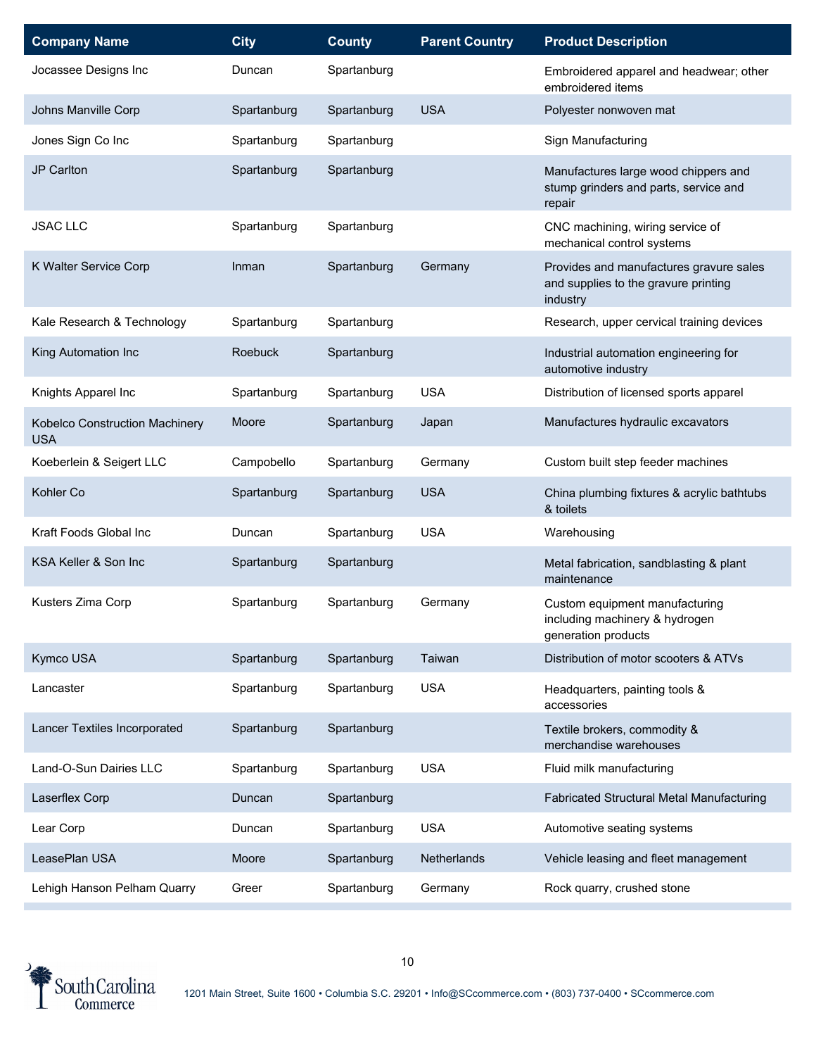| Company Name | City | County | Parent Country | Product Description |
|---|---|---|---|---|
| Jocassee Designs Inc | Duncan | Spartanburg | | Embroidered apparel and headwear; other embroidered items |
| Johns Manville Corp | Spartanburg | Spartanburg | USA | Polyester nonwoven mat |
| Jones Sign Co Inc | Spartanburg | Spartanburg | | Sign Manufacturing |
| JP Carlton | Spartanburg | Spartanburg | | Manufactures large wood chippers and stump grinders and parts, service and repair |
| JSAC LLC | Spartanburg | Spartanburg | | CNC machining, wiring service of mechanical control systems |
| K Walter Service Corp | Inman | Spartanburg | Germany | Provides and manufactures gravure sales and supplies to the gravure printing industry |
| Kale Research & Technology | Spartanburg | Spartanburg | | Research, upper cervical training devices |
| King Automation Inc | Roebuck | Spartanburg | | Industrial automation engineering for automotive industry |
| Knights Apparel Inc | Spartanburg | Spartanburg | USA | Distribution of licensed sports apparel |
| Kobelco Construction Machinery USA | Moore | Spartanburg | Japan | Manufactures hydraulic excavators |
| Koeberlein & Seigert LLC | Campobello | Spartanburg | Germany | Custom built step feeder machines |
| Kohler Co | Spartanburg | Spartanburg | USA | China plumbing fixtures & acrylic bathtubs & toilets |
| Kraft Foods Global Inc | Duncan | Spartanburg | USA | Warehousing |
| KSA Keller & Son Inc | Spartanburg | Spartanburg | | Metal fabrication, sandblasting & plant maintenance |
| Kusters Zima Corp | Spartanburg | Spartanburg | Germany | Custom equipment manufacturing including machinery & hydrogen generation products |
| Kymco USA | Spartanburg | Spartanburg | Taiwan | Distribution of motor scooters & ATVs |
| Lancaster | Spartanburg | Spartanburg | USA | Headquarters, painting tools & accessories |
| Lancer Textiles Incorporated | Spartanburg | Spartanburg | | Textile brokers, commodity & merchandise warehouses |
| Land-O-Sun Dairies LLC | Spartanburg | Spartanburg | USA | Fluid milk manufacturing |
| Laserflex Corp | Duncan | Spartanburg | | Fabricated Structural Metal Manufacturing |
| Lear Corp | Duncan | Spartanburg | USA | Automotive seating systems |
| LeasePlan USA | Moore | Spartanburg | Netherlands | Vehicle leasing and fleet management |
| Lehigh Hanson Pelham Quarry | Greer | Spartanburg | Germany | Rock quarry, crushed stone |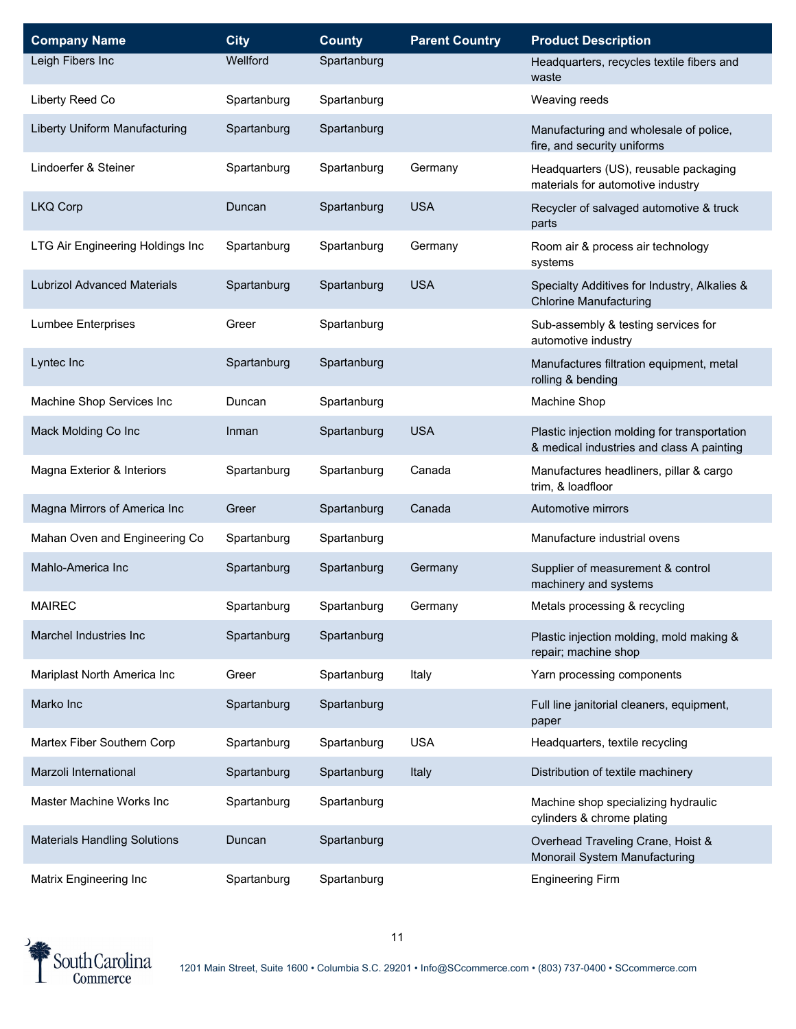| Company Name | City | County | Parent Country | Product Description |
|---|---|---|---|---|
| Leigh Fibers Inc | Wellford | Spartanburg | | Headquarters, recycles textile fibers and waste |
| Liberty Reed Co | Spartanburg | Spartanburg | | Weaving reeds |
| Liberty Uniform Manufacturing | Spartanburg | Spartanburg | | Manufacturing and wholesale of police, fire, and security uniforms |
| Lindoerfer & Steiner | Spartanburg | Spartanburg | Germany | Headquarters (US), reusable packaging materials for automotive industry |
| LKQ Corp | Duncan | Spartanburg | USA | Recycler of salvaged automotive & truck parts |
| LTG Air Engineering Holdings Inc | Spartanburg | Spartanburg | Germany | Room air & process air technology systems |
| Lubrizol Advanced Materials | Spartanburg | Spartanburg | USA | Specialty Additives for Industry, Alkalies & Chlorine Manufacturing |
| Lumbee Enterprises | Greer | Spartanburg | | Sub-assembly & testing services for automotive industry |
| Lyntec Inc | Spartanburg | Spartanburg | | Manufactures filtration equipment, metal rolling & bending |
| Machine Shop Services Inc | Duncan | Spartanburg | | Machine Shop |
| Mack Molding Co Inc | Inman | Spartanburg | USA | Plastic injection molding for transportation & medical industries and class A painting |
| Magna Exterior & Interiors | Spartanburg | Spartanburg | Canada | Manufactures headliners, pillar & cargo trim, & loadfloor |
| Magna Mirrors of America Inc | Greer | Spartanburg | Canada | Automotive mirrors |
| Mahan Oven and Engineering Co | Spartanburg | Spartanburg | | Manufacture industrial ovens |
| Mahlo-America Inc | Spartanburg | Spartanburg | Germany | Supplier of measurement & control machinery and systems |
| MAIREC | Spartanburg | Spartanburg | Germany | Metals processing & recycling |
| Marchel Industries Inc | Spartanburg | Spartanburg | | Plastic injection molding, mold making & repair; machine shop |
| Mariplast North America Inc | Greer | Spartanburg | Italy | Yarn processing components |
| Marko Inc | Spartanburg | Spartanburg | | Full line janitorial cleaners, equipment, paper |
| Martex Fiber Southern Corp | Spartanburg | Spartanburg | USA | Headquarters, textile recycling |
| Marzoli International | Spartanburg | Spartanburg | Italy | Distribution of textile machinery |
| Master Machine Works Inc | Spartanburg | Spartanburg | | Machine shop specializing hydraulic cylinders & chrome plating |
| Materials Handling Solutions | Duncan | Spartanburg | | Overhead Traveling Crane, Hoist & Monorail System Manufacturing |
| Matrix Engineering Inc | Spartanburg | Spartanburg | | Engineering Firm |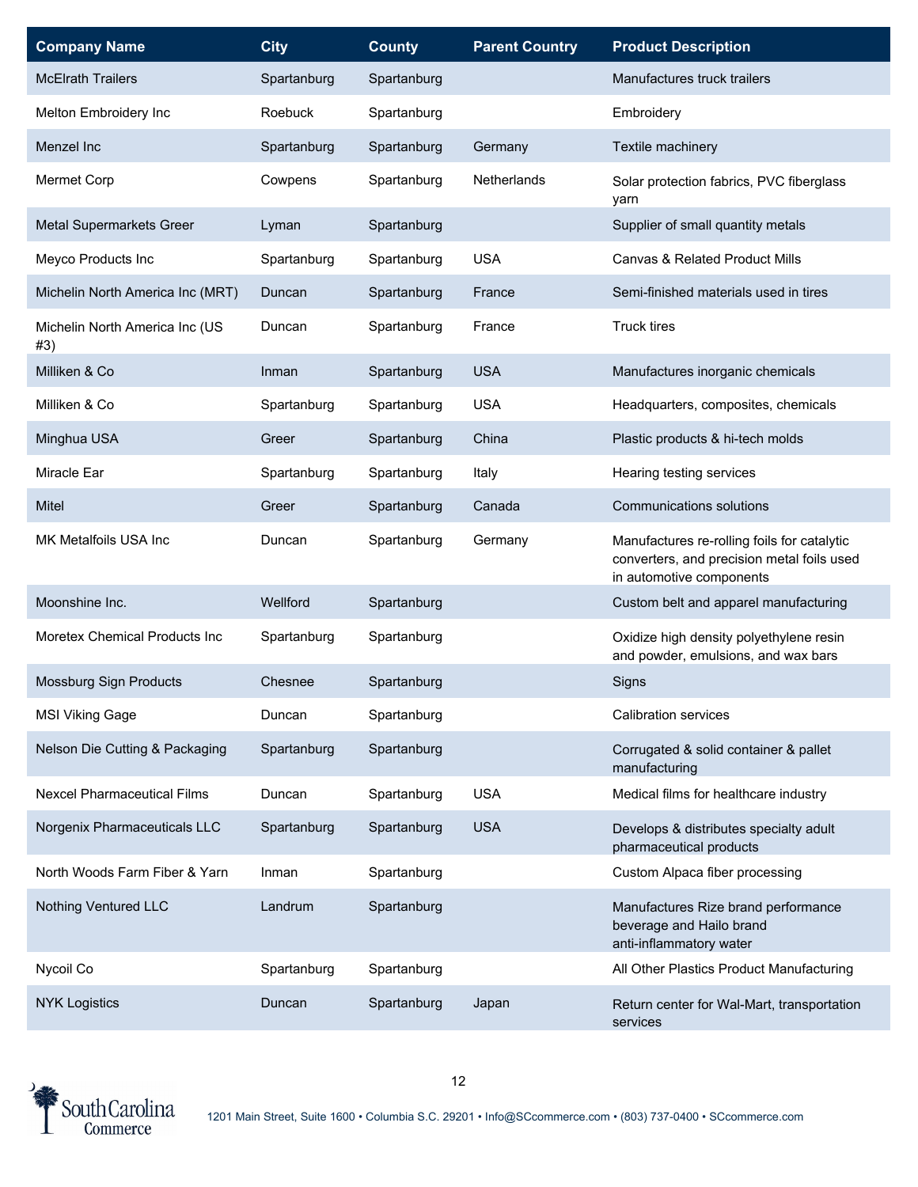| Company Name | City | County | Parent Country | Product Description |
|---|---|---|---|---|
| McElrath Trailers | Spartanburg | Spartanburg | | Manufactures truck trailers |
| Melton Embroidery Inc | Roebuck | Spartanburg | | Embroidery |
| Menzel Inc | Spartanburg | Spartanburg | Germany | Textile machinery |
| Mermet Corp | Cowpens | Spartanburg | Netherlands | Solar protection fabrics, PVC fiberglass yarn |
| Metal Supermarkets Greer | Lyman | Spartanburg | | Supplier of small quantity metals |
| Meyco Products Inc | Spartanburg | Spartanburg | USA | Canvas & Related Product Mills |
| Michelin North America Inc (MRT) | Duncan | Spartanburg | France | Semi-finished materials used in tires |
| Michelin North America Inc (US #3) | Duncan | Spartanburg | France | Truck tires |
| Milliken & Co | Inman | Spartanburg | USA | Manufactures inorganic chemicals |
| Milliken & Co | Spartanburg | Spartanburg | USA | Headquarters, composites, chemicals |
| Minghua USA | Greer | Spartanburg | China | Plastic products & hi-tech molds |
| Miracle Ear | Spartanburg | Spartanburg | Italy | Hearing testing services |
| Mitel | Greer | Spartanburg | Canada | Communications solutions |
| MK Metalfoils USA Inc | Duncan | Spartanburg | Germany | Manufactures re-rolling foils for catalytic converters, and precision metal foils used in automotive components |
| Moonshine Inc. | Wellford | Spartanburg | | Custom belt and apparel manufacturing |
| Moretex Chemical Products Inc | Spartanburg | Spartanburg | | Oxidize high density polyethylene resin and powder, emulsions, and wax bars |
| Mossburg Sign Products | Chesnee | Spartanburg | | Signs |
| MSI Viking Gage | Duncan | Spartanburg | | Calibration services |
| Nelson Die Cutting & Packaging | Spartanburg | Spartanburg | | Corrugated & solid container & pallet manufacturing |
| Nexcel Pharmaceutical Films | Duncan | Spartanburg | USA | Medical films for healthcare industry |
| Norgenix Pharmaceuticals LLC | Spartanburg | Spartanburg | USA | Develops & distributes specialty adult pharmaceutical products |
| North Woods Farm Fiber & Yarn | Inman | Spartanburg | | Custom Alpaca fiber processing |
| Nothing Ventured LLC | Landrum | Spartanburg | | Manufactures Rize brand performance beverage and Hailo brand anti-inflammatory water |
| Nycoil Co | Spartanburg | Spartanburg | | All Other Plastics Product Manufacturing |
| NYK Logistics | Duncan | Spartanburg | Japan | Return center for Wal-Mart, transportation services |

1201 Main Street, Suite 1600 • Columbia S.C. 29201 • Info@SCcommerce.com • (803) 737-0400 • SCcommerce.com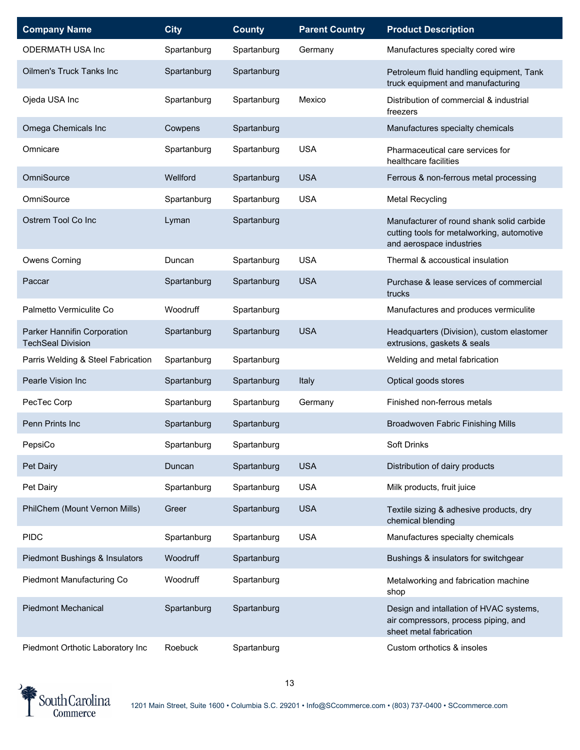| Company Name | City | County | Parent Country | Product Description |
|---|---|---|---|---|
| ODERMATH USA Inc | Spartanburg | Spartanburg | Germany | Manufactures specialty cored wire |
| Oilmen's Truck Tanks Inc | Spartanburg | Spartanburg | | Petroleum fluid handling equipment, Tank truck equipment and manufacturing |
| Ojeda USA Inc | Spartanburg | Spartanburg | Mexico | Distribution of commercial & industrial freezers |
| Omega Chemicals Inc | Cowpens | Spartanburg | | Manufactures specialty chemicals |
| Omnicare | Spartanburg | Spartanburg | USA | Pharmaceutical care services for healthcare facilities |
| OmniSource | Wellford | Spartanburg | USA | Ferrous & non-ferrous metal processing |
| OmniSource | Spartanburg | Spartanburg | USA | Metal Recycling |
| Ostrem Tool Co Inc | Lyman | Spartanburg | | Manufacturer of round shank solid carbide cutting tools for metalworking, automotive and aerospace industries |
| Owens Corning | Duncan | Spartanburg | USA | Thermal & accoustical insulation |
| Paccar | Spartanburg | Spartanburg | USA | Purchase & lease services of commercial trucks |
| Palmetto Vermiculite Co | Woodruff | Spartanburg | | Manufactures and produces vermiculite |
| Parker Hannifin Corporation TechSeal Division | Spartanburg | Spartanburg | USA | Headquarters (Division), custom elastomer extrusions, gaskets & seals |
| Parris Welding & Steel Fabrication | Spartanburg | Spartanburg | | Welding and metal fabrication |
| Pearle Vision Inc | Spartanburg | Spartanburg | Italy | Optical goods stores |
| PecTec Corp | Spartanburg | Spartanburg | Germany | Finished non-ferrous metals |
| Penn Prints Inc | Spartanburg | Spartanburg | | Broadwoven Fabric Finishing Mills |
| PepsiCo | Spartanburg | Spartanburg | | Soft Drinks |
| Pet Dairy | Duncan | Spartanburg | USA | Distribution of dairy products |
| Pet Dairy | Spartanburg | Spartanburg | USA | Milk products, fruit juice |
| PhilChem (Mount Vernon Mills) | Greer | Spartanburg | USA | Textile sizing & adhesive products, dry chemical blending |
| PIDC | Spartanburg | Spartanburg | USA | Manufactures specialty chemicals |
| Piedmont Bushings & Insulators | Woodruff | Spartanburg | | Bushings & insulators for switchgear |
| Piedmont Manufacturing Co | Woodruff | Spartanburg | | Metalworking and fabrication machine shop |
| Piedmont Mechanical | Spartanburg | Spartanburg | | Design and intallation of HVAC systems, air compressors, process piping, and sheet metal fabrication |
| Piedmont Orthotic Laboratory Inc | Roebuck | Spartanburg | | Custom orthotics & insoles |

South Carolina Commerce

1201 Main Street, Suite 1600 • Columbia S.C. 29201 • Info@SCcommerce.com • (803) 737-0400 • SCcommerce.com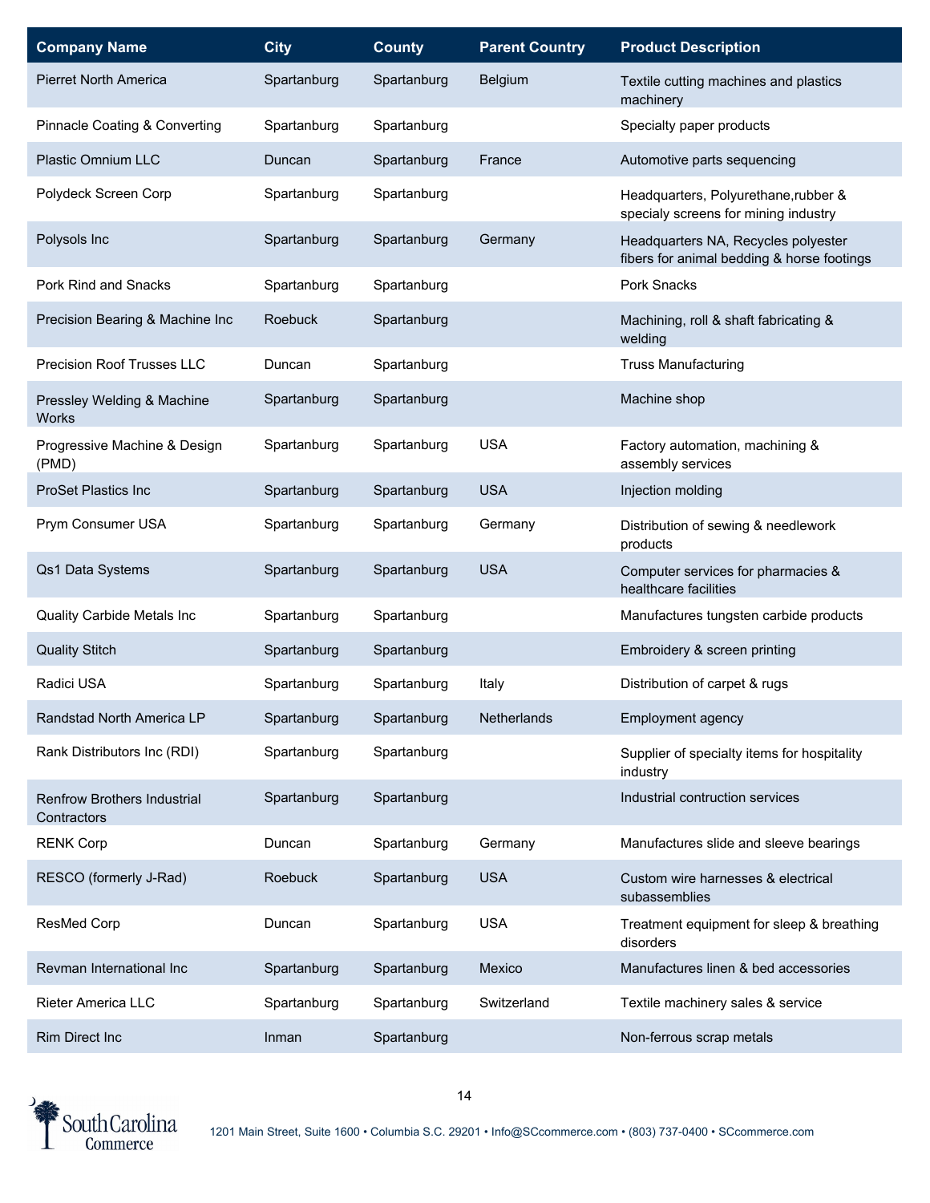| Company Name | City | County | Parent Country | Product Description |
|---|---|---|---|---|
| Pierret North America | Spartanburg | Spartanburg | Belgium | Textile cutting machines and plastics machinery |
| Pinnacle Coating & Converting | Spartanburg | Spartanburg | | Specialty paper products |
| Plastic Omnium LLC | Duncan | Spartanburg | France | Automotive parts sequencing |
| Polydeck Screen Corp | Spartanburg | Spartanburg | | Headquarters, Polyurethane,rubber & specialy screens for mining industry |
| Polysols Inc | Spartanburg | Spartanburg | Germany | Headquarters NA, Recycles polyester fibers for animal bedding & horse footings |
| Pork Rind and Snacks | Spartanburg | Spartanburg | | Pork Snacks |
| Precision Bearing & Machine Inc | Roebuck | Spartanburg | | Machining, roll & shaft fabricating & welding |
| Precision Roof Trusses LLC | Duncan | Spartanburg | | Truss Manufacturing |
| Pressley Welding & Machine Works | Spartanburg | Spartanburg | | Machine shop |
| Progressive Machine & Design (PMD) | Spartanburg | Spartanburg | USA | Factory automation, machining & assembly services |
| ProSet Plastics Inc | Spartanburg | Spartanburg | USA | Injection molding |
| Prym Consumer USA | Spartanburg | Spartanburg | Germany | Distribution of sewing & needlework products |
| Qs1 Data Systems | Spartanburg | Spartanburg | USA | Computer services for pharmacies & healthcare facilities |
| Quality Carbide Metals Inc | Spartanburg | Spartanburg | | Manufactures tungsten carbide products |
| Quality Stitch | Spartanburg | Spartanburg | | Embroidery & screen printing |
| Radici USA | Spartanburg | Spartanburg | Italy | Distribution of carpet & rugs |
| Randstad North America LP | Spartanburg | Spartanburg | Netherlands | Employment agency |
| Rank Distributors Inc (RDI) | Spartanburg | Spartanburg | | Supplier of specialty items for hospitality industry |
| Renfrow Brothers Industrial Contractors | Spartanburg | Spartanburg | | Industrial contruction services |
| RENK Corp | Duncan | Spartanburg | Germany | Manufactures slide and sleeve bearings |
| RESCO (formerly J-Rad) | Roebuck | Spartanburg | USA | Custom wire harnesses & electrical subassemblies |
| ResMed Corp | Duncan | Spartanburg | USA | Treatment equipment for sleep & breathing disorders |
| Revman International Inc | Spartanburg | Spartanburg | Mexico | Manufactures linen & bed accessories |
| Rieter America LLC | Spartanburg | Spartanburg | Switzerland | Textile machinery sales & service |
| Rim Direct Inc | Inman | Spartanburg | | Non-ferrous scrap metals |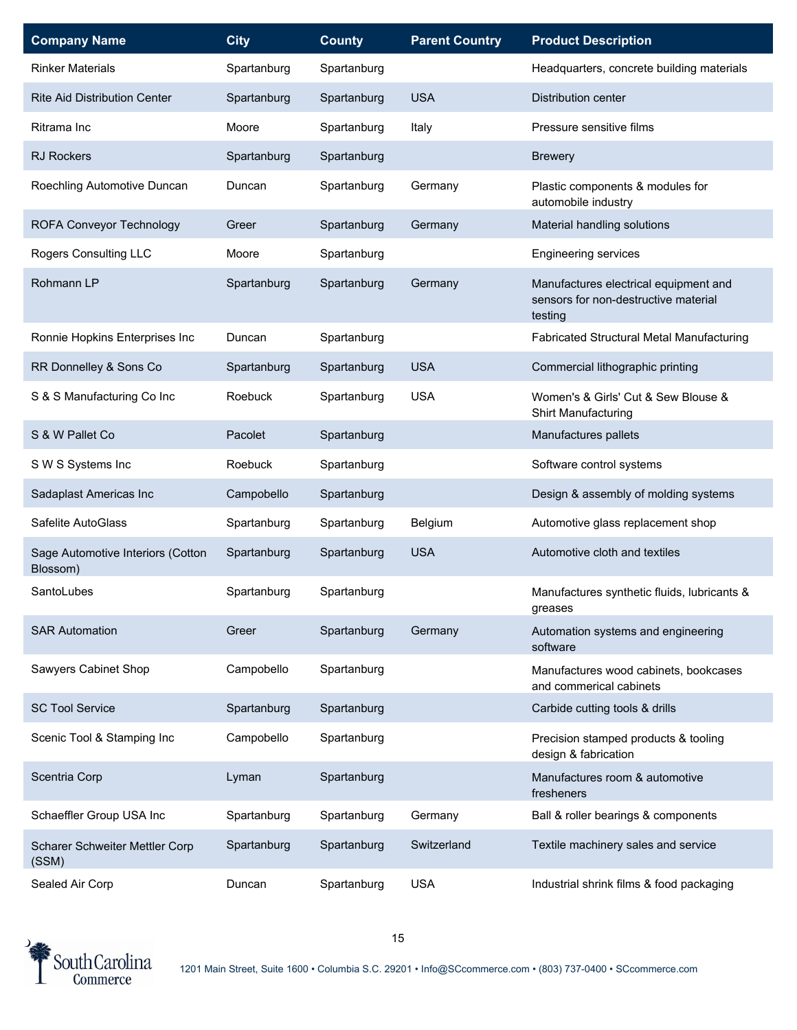| Company Name | City | County | Parent Country | Product Description |
|---|---|---|---|---|
| Rinker Materials | Spartanburg | Spartanburg | | Headquarters, concrete building materials |
| Rite Aid Distribution Center | Spartanburg | Spartanburg | USA | Distribution center |
| Ritrama Inc | Moore | Spartanburg | Italy | Pressure sensitive films |
| RJ Rockers | Spartanburg | Spartanburg | | Brewery |
| Roechling Automotive Duncan | Duncan | Spartanburg | Germany | Plastic components & modules for automobile industry |
| ROFA Conveyor Technology | Greer | Spartanburg | Germany | Material handling solutions |
| Rogers Consulting LLC | Moore | Spartanburg | | Engineering services |
| Rohmann LP | Spartanburg | Spartanburg | Germany | Manufactures electrical equipment and sensors for non-destructive material testing |
| Ronnie Hopkins Enterprises Inc | Duncan | Spartanburg | | Fabricated Structural Metal Manufacturing |
| RR Donnelley & Sons Co | Spartanburg | Spartanburg | USA | Commercial lithographic printing |
| S & S Manufacturing Co Inc | Roebuck | Spartanburg | USA | Women's & Girls' Cut & Sew Blouse & Shirt Manufacturing |
| S & W Pallet Co | Pacolet | Spartanburg | | Manufactures pallets |
| S W S Systems Inc | Roebuck | Spartanburg | | Software control systems |
| Sadaplast Americas Inc | Campobello | Spartanburg | | Design & assembly of molding systems |
| Safelite AutoGlass | Spartanburg | Spartanburg | Belgium | Automotive glass replacement shop |
| Sage Automotive Interiors (Cotton Blossom) | Spartanburg | Spartanburg | USA | Automotive cloth and textiles |
| SantoLubes | Spartanburg | Spartanburg | | Manufactures synthetic fluids, lubricants & greases |
| SAR Automation | Greer | Spartanburg | Germany | Automation systems and engineering software |
| Sawyers Cabinet Shop | Campobello | Spartanburg | | Manufactures wood cabinets, bookcases and commerical cabinets |
| SC Tool Service | Spartanburg | Spartanburg | | Carbide cutting tools & drills |
| Scenic Tool & Stamping Inc | Campobello | Spartanburg | | Precision stamped products & tooling design & fabrication |
| Scentria Corp | Lyman | Spartanburg | | Manufactures room & automotive fresheners |
| Schaeffler Group USA Inc | Spartanburg | Spartanburg | Germany | Ball & roller bearings & components |
| Scharer Schweiter Mettler Corp (SSM) | Spartanburg | Spartanburg | Switzerland | Textile machinery sales and service |
| Sealed Air Corp | Duncan | Spartanburg | USA | Industrial shrink films & food packaging |

1201 Main Street, Suite 1600 • Columbia S.C. 29201 • Info@SCcommerce.com • (803) 737-0400 • SCcommerce.com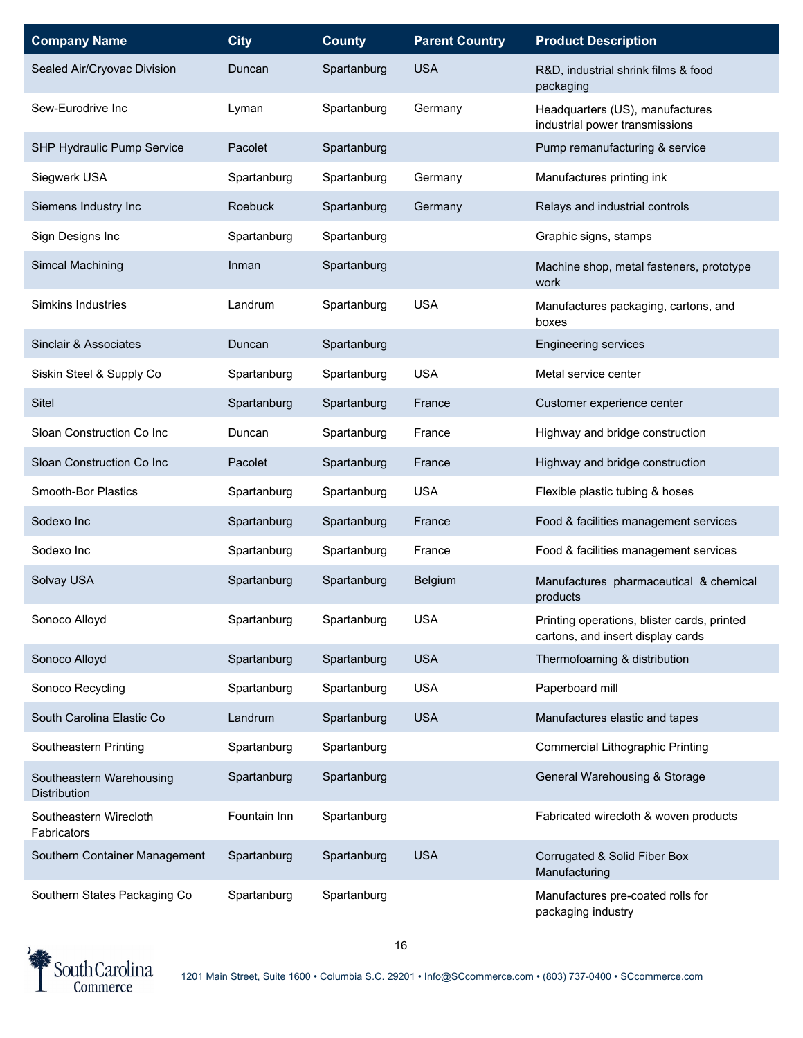| Company Name | City | County | Parent Country | Product Description |
|---|---|---|---|---|
| Sealed Air/Cryovac Division | Duncan | Spartanburg | USA | R&D, industrial shrink films & food packaging |
| Sew-Eurodrive Inc | Lyman | Spartanburg | Germany | Headquarters (US), manufactures industrial power transmissions |
| SHP Hydraulic Pump Service | Pacolet | Spartanburg | | Pump remanufacturing & service |
| Siegwerk USA | Spartanburg | Spartanburg | Germany | Manufactures printing ink |
| Siemens Industry Inc | Roebuck | Spartanburg | Germany | Relays and industrial controls |
| Sign Designs Inc | Spartanburg | Spartanburg | | Graphic signs, stamps |
| Simcal Machining | Inman | Spartanburg | | Machine shop, metal fasteners, prototype work |
| Simkins Industries | Landrum | Spartanburg | USA | Manufactures packaging, cartons, and boxes |
| Sinclair & Associates | Duncan | Spartanburg | | Engineering services |
| Siskin Steel & Supply Co | Spartanburg | Spartanburg | USA | Metal service center |
| Sitel | Spartanburg | Spartanburg | France | Customer experience center |
| Sloan Construction Co Inc | Duncan | Spartanburg | France | Highway and bridge construction |
| Sloan Construction Co Inc | Pacolet | Spartanburg | France | Highway and bridge construction |
| Smooth-Bor Plastics | Spartanburg | Spartanburg | USA | Flexible plastic tubing & hoses |
| Sodexo Inc | Spartanburg | Spartanburg | France | Food & facilities management services |
| Sodexo Inc | Spartanburg | Spartanburg | France | Food & facilities management services |
| Solvay USA | Spartanburg | Spartanburg | Belgium | Manufactures pharmaceutical & chemical products |
| Sonoco Alloyd | Spartanburg | Spartanburg | USA | Printing operations, blister cards, printed cartons, and insert display cards |
| Sonoco Alloyd | Spartanburg | Spartanburg | USA | Thermofoaming & distribution |
| Sonoco Recycling | Spartanburg | Spartanburg | USA | Paperboard mill |
| South Carolina Elastic Co | Landrum | Spartanburg | USA | Manufactures elastic and tapes |
| Southeastern Printing | Spartanburg | Spartanburg | | Commercial Lithographic Printing |
| Southeastern Warehousing Distribution | Spartanburg | Spartanburg | | General Warehousing & Storage |
| Southeastern Wirecloth Fabricators | Fountain Inn | Spartanburg | | Fabricated wirecloth & woven products |
| Southern Container Management | Spartanburg | Spartanburg | USA | Corrugated & Solid Fiber Box Manufacturing |
| Southern States Packaging Co | Spartanburg | Spartanburg | | Manufactures pre-coated rolls for packaging industry |

1201 Main Street, Suite 1600 • Columbia S.C. 29201 • Info@SCcommerce.com • (803) 737-0400 • SCcommerce.com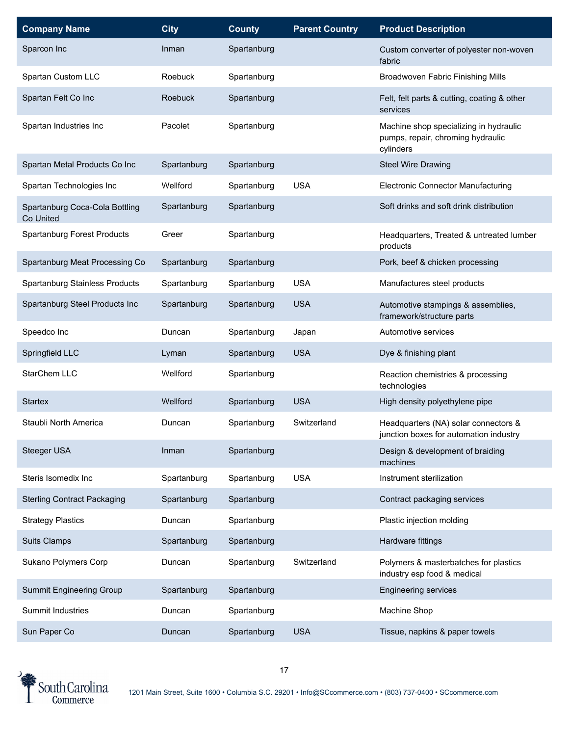| Company Name | City | County | Parent Country | Product Description |
|---|---|---|---|---|
| Sparcon Inc | Inman | Spartanburg | | Custom converter of polyester non-woven fabric |
| Spartan Custom LLC | Roebuck | Spartanburg | | Broadwoven Fabric Finishing Mills |
| Spartan Felt Co Inc | Roebuck | Spartanburg | | Felt, felt parts & cutting, coating & other services |
| Spartan Industries Inc | Pacolet | Spartanburg | | Machine shop specializing in hydraulic pumps, repair, chroming hydraulic cylinders |
| Spartan Metal Products Co Inc | Spartanburg | Spartanburg | | Steel Wire Drawing |
| Spartan Technologies Inc | Wellford | Spartanburg | USA | Electronic Connector Manufacturing |
| Spartanburg Coca-Cola Bottling Co United | Spartanburg | Spartanburg | | Soft drinks and soft drink distribution |
| Spartanburg Forest Products | Greer | Spartanburg | | Headquarters, Treated & untreated lumber products |
| Spartanburg Meat Processing Co | Spartanburg | Spartanburg | | Pork, beef & chicken processing |
| Spartanburg Stainless Products | Spartanburg | Spartanburg | USA | Manufactures steel products |
| Spartanburg Steel Products Inc | Spartanburg | Spartanburg | USA | Automotive stampings & assemblies, framework/structure parts |
| Speedco Inc | Duncan | Spartanburg | Japan | Automotive services |
| Springfield LLC | Lyman | Spartanburg | USA | Dye & finishing plant |
| StarChem LLC | Wellford | Spartanburg | | Reaction chemistries & processing technologies |
| Startex | Wellford | Spartanburg | USA | High density polyethylene pipe |
| Staubli North America | Duncan | Spartanburg | Switzerland | Headquarters (NA) solar connectors & junction boxes for automation industry |
| Steeger USA | Inman | Spartanburg | | Design & development of braiding machines |
| Steris Isomedix Inc | Spartanburg | Spartanburg | USA | Instrument sterilization |
| Sterling Contract Packaging | Spartanburg | Spartanburg | | Contract packaging services |
| Strategy Plastics | Duncan | Spartanburg | | Plastic injection molding |
| Suits Clamps | Spartanburg | Spartanburg | | Hardware fittings |
| Sukano Polymers Corp | Duncan | Spartanburg | Switzerland | Polymers & masterbatches for plastics industry esp food & medical |
| Summit Engineering Group | Spartanburg | Spartanburg | | Engineering services |
| Summit Industries | Duncan | Spartanburg | | Machine Shop |
| Sun Paper Co | Duncan | Spartanburg | USA | Tissue, napkins & paper towels |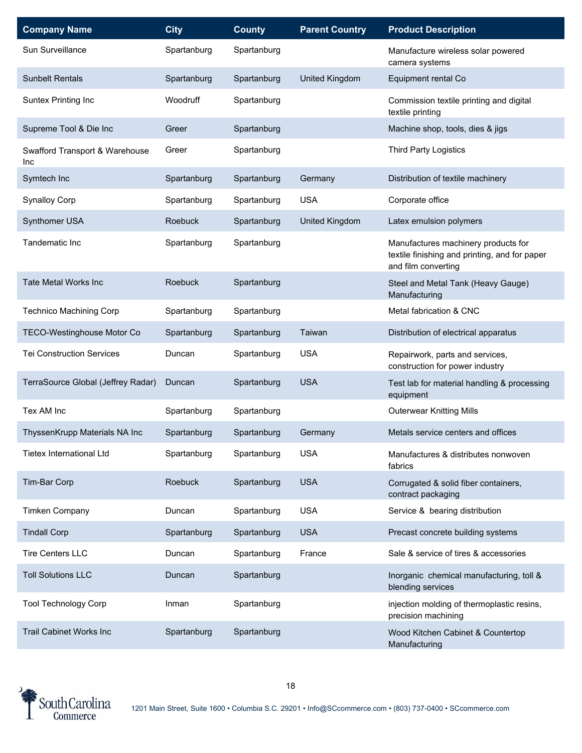| Company Name | City | County | Parent Country | Product Description |
|---|---|---|---|---|
| Sun Surveillance | Spartanburg | Spartanburg | | Manufacture wireless solar powered camera systems |
| Sunbelt Rentals | Spartanburg | Spartanburg | United Kingdom | Equipment rental Co |
| Suntex Printing Inc | Woodruff | Spartanburg | | Commission textile printing and digital textile printing |
| Supreme Tool & Die Inc | Greer | Spartanburg | | Machine shop, tools, dies & jigs |
| Swafford Transport & Warehouse Inc | Greer | Spartanburg | | Third Party Logistics |
| Symtech Inc | Spartanburg | Spartanburg | Germany | Distribution of textile machinery |
| Synalloy Corp | Spartanburg | Spartanburg | USA | Corporate office |
| Synthomer USA | Roebuck | Spartanburg | United Kingdom | Latex emulsion polymers |
| Tandematic Inc | Spartanburg | Spartanburg | | Manufactures machinery products for textile finishing and printing, and for paper and film converting |
| Tate Metal Works Inc | Roebuck | Spartanburg | | Steel and Metal Tank (Heavy Gauge) Manufacturing |
| Technico Machining Corp | Spartanburg | Spartanburg | | Metal fabrication & CNC |
| TECO-Westinghouse Motor Co | Spartanburg | Spartanburg | Taiwan | Distribution of electrical apparatus |
| Tei Construction Services | Duncan | Spartanburg | USA | Repairwork, parts and services, construction for power industry |
| TerraSource Global (Jeffrey Radar) | Duncan | Spartanburg | USA | Test lab for material handling & processing equipment |
| Tex AM Inc | Spartanburg | Spartanburg | | Outerwear Knitting Mills |
| ThyssenKrupp Materials NA Inc | Spartanburg | Spartanburg | Germany | Metals service centers and offices |
| Tietex International Ltd | Spartanburg | Spartanburg | USA | Manufactures & distributes nonwoven fabrics |
| Tim-Bar Corp | Roebuck | Spartanburg | USA | Corrugated & solid fiber containers, contract packaging |
| Timken Company | Duncan | Spartanburg | USA | Service & bearing distribution |
| Tindall Corp | Spartanburg | Spartanburg | USA | Precast concrete building systems |
| Tire Centers LLC | Duncan | Spartanburg | France | Sale & service of tires & accessories |
| Toll Solutions LLC | Duncan | Spartanburg | | Inorganic chemical manufacturing, toll & blending services |
| Tool Technology Corp | Inman | Spartanburg | | injection molding of thermoplastic resins, precision machining |
| Trail Cabinet Works Inc | Spartanburg | Spartanburg | | Wood Kitchen Cabinet & Countertop Manufacturing |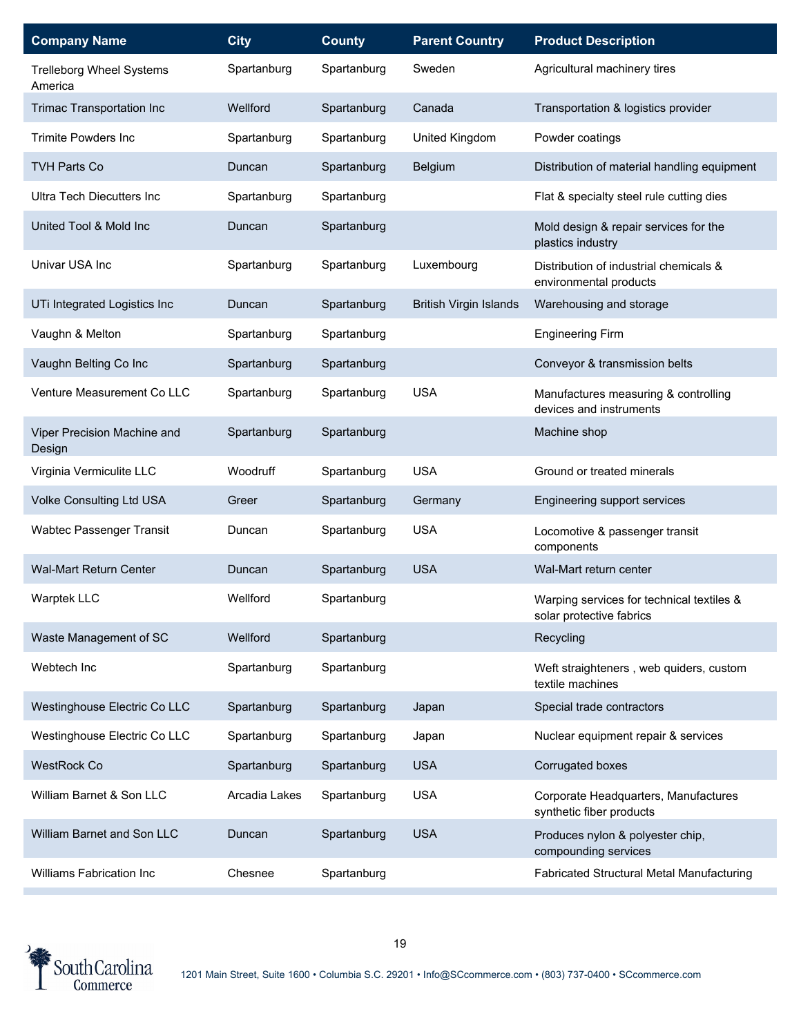| Company Name | City | County | Parent Country | Product Description |
| --- | --- | --- | --- | --- |
| Trelleborg Wheel Systems America | Spartanburg | Spartanburg | Sweden | Agricultural machinery tires |
| Trimac Transportation Inc | Wellford | Spartanburg | Canada | Transportation & logistics provider |
| Trimite Powders Inc | Spartanburg | Spartanburg | United Kingdom | Powder coatings |
| TVH Parts Co | Duncan | Spartanburg | Belgium | Distribution of material handling equipment |
| Ultra Tech Diecutters Inc | Spartanburg | Spartanburg | | Flat & specialty steel rule cutting dies |
| United Tool & Mold Inc | Duncan | Spartanburg | | Mold design & repair services for the plastics industry |
| Univar USA Inc | Spartanburg | Spartanburg | Luxembourg | Distribution of industrial chemicals & environmental products |
| UTi Integrated Logistics Inc | Duncan | Spartanburg | British Virgin Islands | Warehousing and storage |
| Vaughn & Melton | Spartanburg | Spartanburg | | Engineering Firm |
| Vaughn Belting Co Inc | Spartanburg | Spartanburg | | Conveyor & transmission belts |
| Venture Measurement Co LLC | Spartanburg | Spartanburg | USA | Manufactures measuring & controlling devices and instruments |
| Viper Precision Machine and Design | Spartanburg | Spartanburg | | Machine shop |
| Virginia Vermiculite LLC | Woodruff | Spartanburg | USA | Ground or treated minerals |
| Volke Consulting Ltd USA | Greer | Spartanburg | Germany | Engineering support services |
| Wabtec Passenger Transit | Duncan | Spartanburg | USA | Locomotive & passenger transit components |
| Wal-Mart Return Center | Duncan | Spartanburg | USA | Wal-Mart return center |
| Warptek LLC | Wellford | Spartanburg | | Warping services for technical textiles & solar protective fabrics |
| Waste Management of SC | Wellford | Spartanburg | | Recycling |
| Webtech Inc | Spartanburg | Spartanburg | | Weft straighteners , web quiders, custom textile machines |
| Westinghouse Electric Co LLC | Spartanburg | Spartanburg | Japan | Special trade contractors |
| Westinghouse Electric Co LLC | Spartanburg | Spartanburg | Japan | Nuclear equipment repair & services |
| WestRock Co | Spartanburg | Spartanburg | USA | Corrugated boxes |
| William Barnet & Son LLC | Arcadia Lakes | Spartanburg | USA | Corporate Headquarters, Manufactures synthetic fiber products |
| William Barnet and Son LLC | Duncan | Spartanburg | USA | Produces nylon & polyester chip, compounding services |
| Williams Fabrication Inc | Chesnee | Spartanburg | | Fabricated Structural Metal Manufacturing |

South Carolina Commerce

1201 Main Street, Suite 1600 • Columbia S.C. 29201 • Info@SCcommerce.com • (803) 737-0400 • SCcommerce.com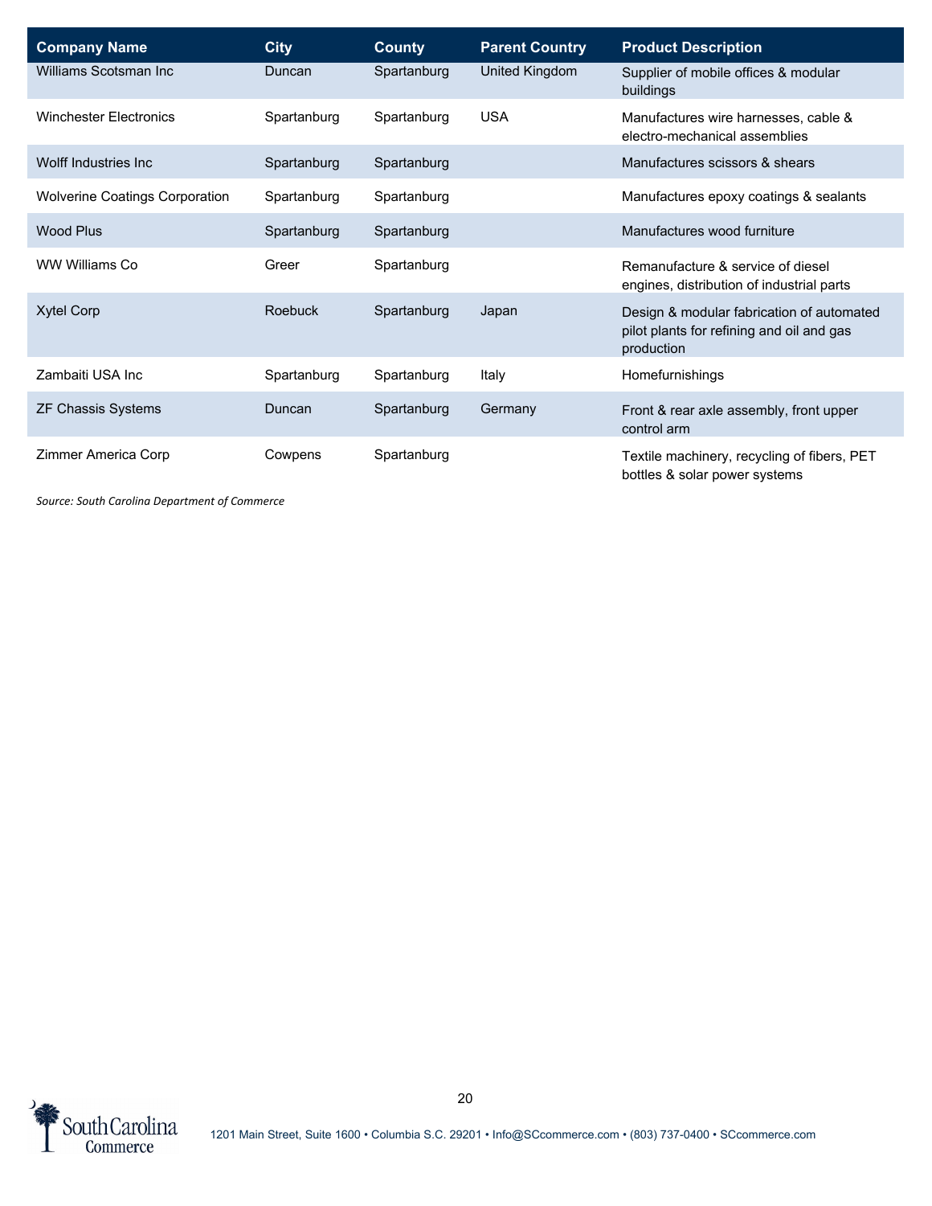| Company Name | City | County | Parent Country | Product Description |
|---|---|---|---|---|
| Williams Scotsman Inc | Duncan | Spartanburg | United Kingdom | Supplier of mobile offices & modular buildings |
| Winchester Electronics | Spartanburg | Spartanburg | USA | Manufactures wire harnesses, cable & electro-mechanical assemblies |
| Wolff Industries Inc | Spartanburg | Spartanburg | | Manufactures scissors & shears |
| Wolverine Coatings Corporation | Spartanburg | Spartanburg | | Manufactures epoxy coatings & sealants |
| Wood Plus | Spartanburg | Spartanburg | | Manufactures wood furniture |
| WW Williams Co | Greer | Spartanburg | | Remanufacture & service of diesel engines, distribution of industrial parts |
| Xytel Corp | Roebuck | Spartanburg | Japan | Design & modular fabrication of automated pilot plants for refining and oil and gas production |
| Zambaiti USA Inc | Spartanburg | Spartanburg | Italy | Homefurnishings |
| ZF Chassis Systems | Duncan | Spartanburg | Germany | Front & rear axle assembly, front upper control arm |
| Zimmer America Corp | Cowpens | Spartanburg | | Textile machinery, recycling of fibers, PET bottles & solar power systems |

*Source: South Carolina Department of Commerce*